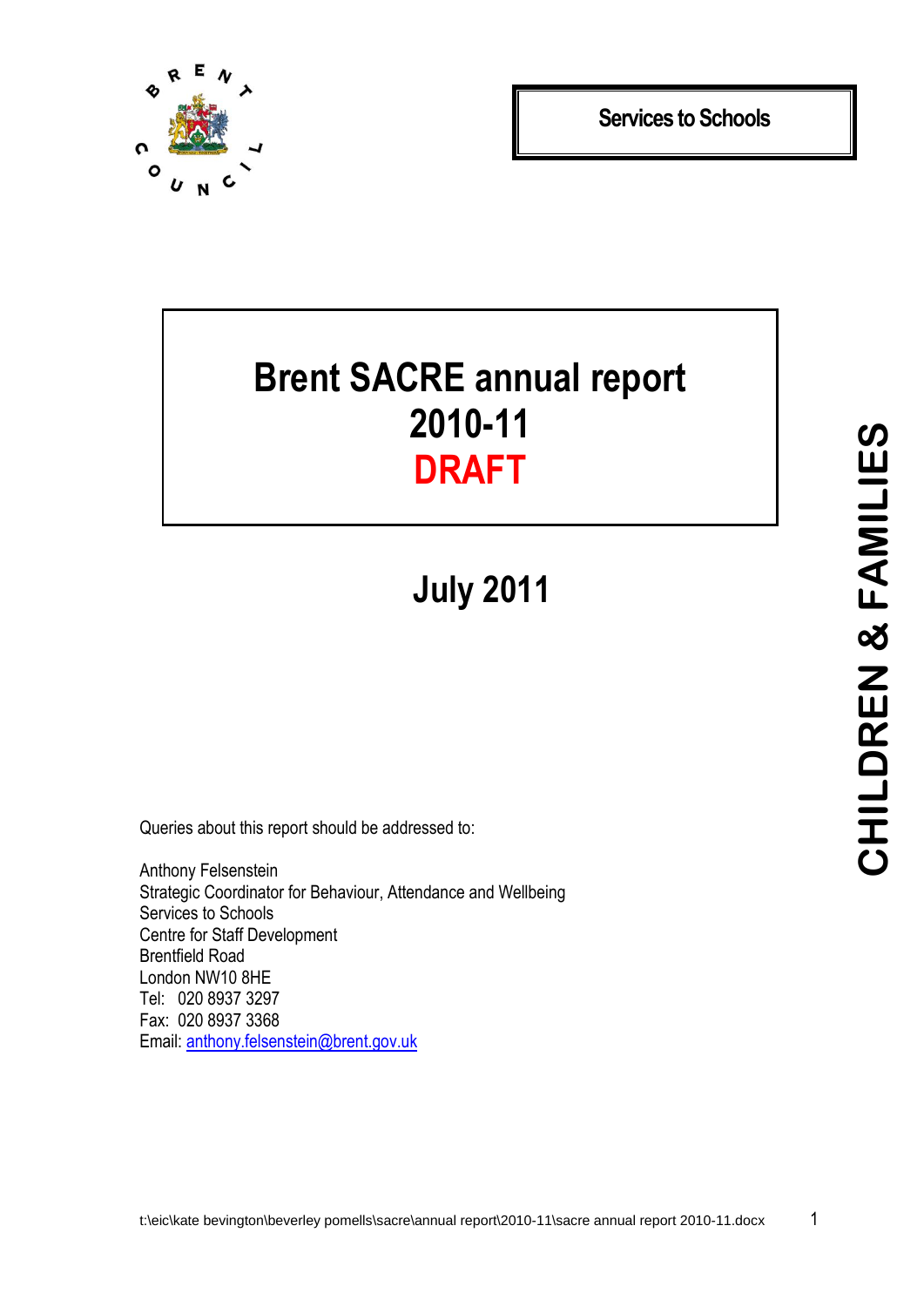BRENT COUNCIL

**Services to Schools**

# Brent SACRE annual report 2010-11 DRAFT

## July 2011

CHILDREN & FAMILIES

Queries about this report should be addressed to:

Anthony Felsenstein
Strategic Coordinator for Behaviour, Attendance and Wellbeing
Services to Schools
Centre for Staff Development
Brentfield Road
London NW10 8HE
Tel: 020 8937 3297
Fax: 020 8937 3368
Email: anthony.felsenstein@brent.gov.uk

t:\eic\kate bevington\beverley pomells\sacre\annual report\2010-11\sacre annual report 2010-11.docx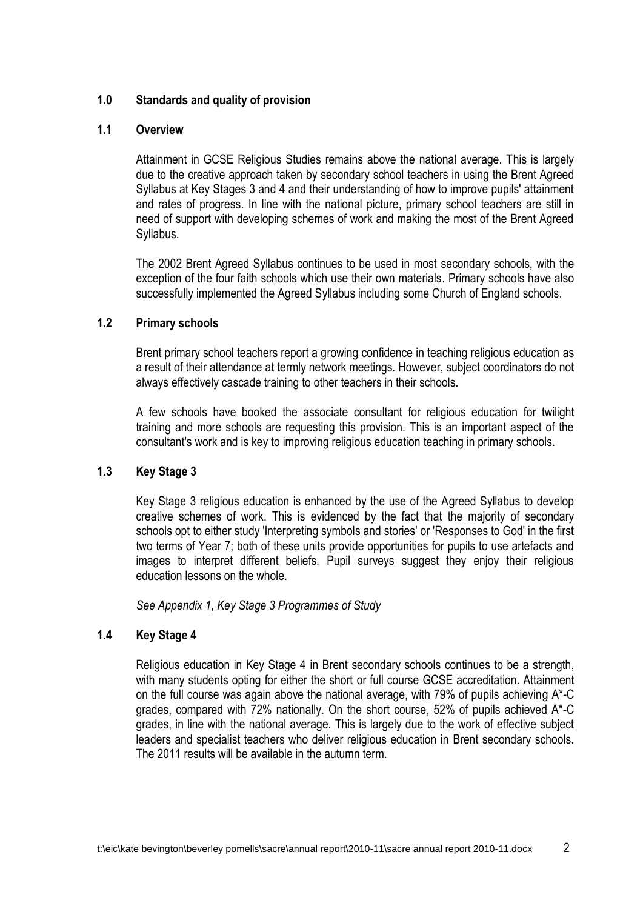## 1.0 Standards and quality of provision

### 1.1 Overview

Attainment in GCSE Religious Studies remains above the national average. This is largely due to the creative approach taken by secondary school teachers in using the Brent Agreed Syllabus at Key Stages 3 and 4 and their understanding of how to improve pupils' attainment and rates of progress. In line with the national picture, primary school teachers are still in need of support with developing schemes of work and making the most of the Brent Agreed Syllabus.

The 2002 Brent Agreed Syllabus continues to be used in most secondary schools, with the exception of the four faith schools which use their own materials. Primary schools have also successfully implemented the Agreed Syllabus including some Church of England schools.

### 1.2 Primary schools

Brent primary school teachers report a growing confidence in teaching religious education as a result of their attendance at termly network meetings. However, subject coordinators do not always effectively cascade training to other teachers in their schools.

A few schools have booked the associate consultant for religious education for twilight training and more schools are requesting this provision. This is an important aspect of the consultant's work and is key to improving religious education teaching in primary schools.

### 1.3 Key Stage 3

Key Stage 3 religious education is enhanced by the use of the Agreed Syllabus to develop creative schemes of work. This is evidenced by the fact that the majority of secondary schools opt to either study 'Interpreting symbols and stories' or 'Responses to God' in the first two terms of Year 7; both of these units provide opportunities for pupils to use artefacts and images to interpret different beliefs. Pupil surveys suggest they enjoy their religious education lessons on the whole.

*See Appendix 1, Key Stage 3 Programmes of Study*

### 1.4 Key Stage 4

Religious education in Key Stage 4 in Brent secondary schools continues to be a strength, with many students opting for either the short or full course GCSE accreditation. Attainment on the full course was again above the national average, with 79% of pupils achieving A*-C grades, compared with 72% nationally. On the short course, 52% of pupils achieved A*-C grades, in line with the national average. This is largely due to the work of effective subject leaders and specialist teachers who deliver religious education in Brent secondary schools. The 2011 results will be available in the autumn term.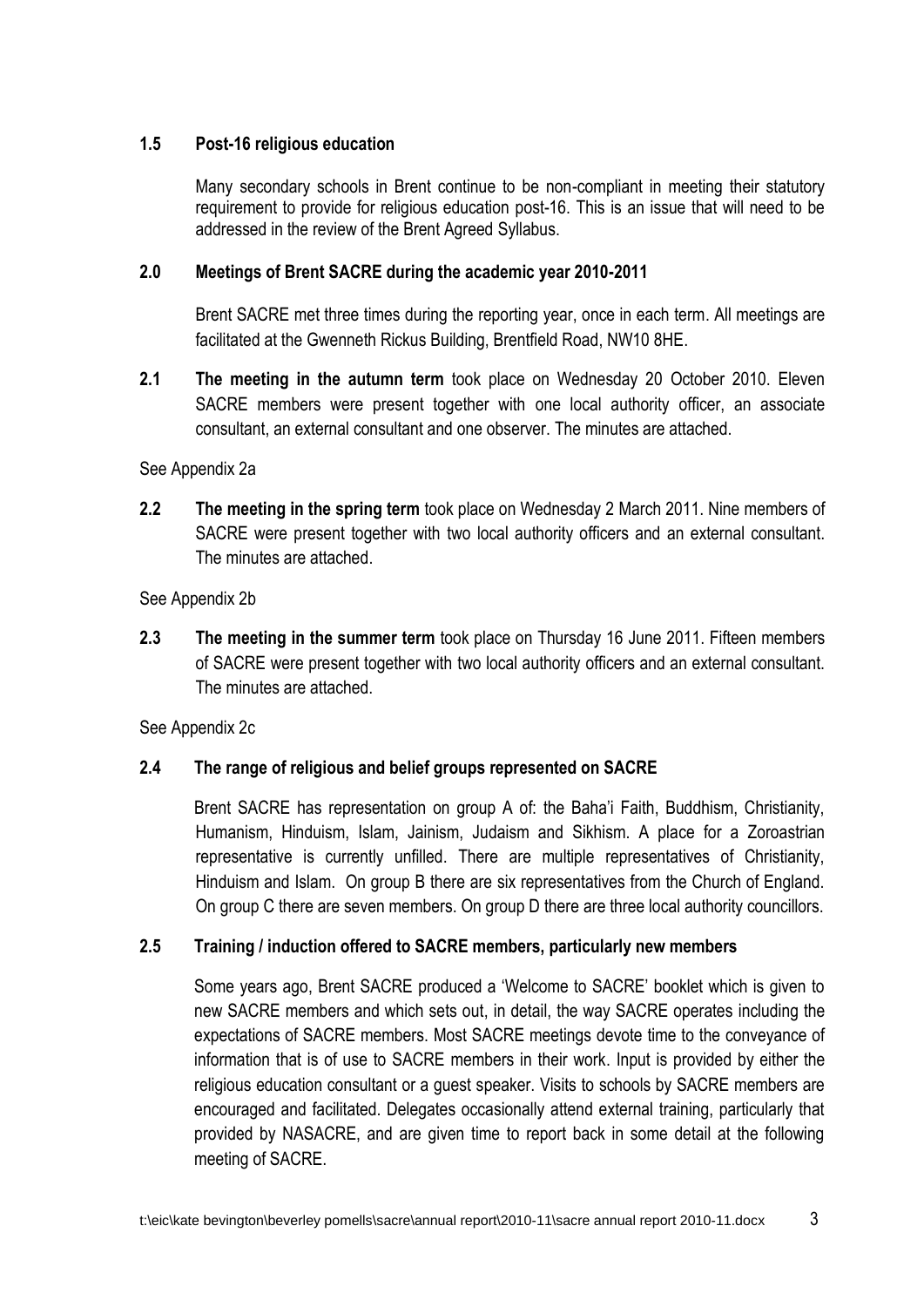### 1.5 Post-16 religious education

Many secondary schools in Brent continue to be non-compliant in meeting their statutory requirement to provide for religious education post-16. This is an issue that will need to be addressed in the review of the Brent Agreed Syllabus.

## 2.0 Meetings of Brent SACRE during the academic year 2010-2011

Brent SACRE met three times during the reporting year, once in each term. All meetings are facilitated at the Gwenneth Rickus Building, Brentfield Road, NW10 8HE.

**2.1 The meeting in the autumn term** took place on Wednesday 20 October 2010. Eleven SACRE members were present together with one local authority officer, an associate consultant, an external consultant and one observer. The minutes are attached.

See Appendix 2a

**2.2 The meeting in the spring term** took place on Wednesday 2 March 2011. Nine members of SACRE were present together with two local authority officers and an external consultant. The minutes are attached.

See Appendix 2b

**2.3 The meeting in the summer term** took place on Thursday 16 June 2011. Fifteen members of SACRE were present together with two local authority officers and an external consultant. The minutes are attached.

See Appendix 2c

### 2.4 The range of religious and belief groups represented on SACRE

Brent SACRE has representation on group A of: the Baha'i Faith, Buddhism, Christianity, Humanism, Hinduism, Islam, Jainism, Judaism and Sikhism. A place for a Zoroastrian representative is currently unfilled. There are multiple representatives of Christianity, Hinduism and Islam. On group B there are six representatives from the Church of England. On group C there are seven members. On group D there are three local authority councillors.

### 2.5 Training / induction offered to SACRE members, particularly new members

Some years ago, Brent SACRE produced a 'Welcome to SACRE' booklet which is given to new SACRE members and which sets out, in detail, the way SACRE operates including the expectations of SACRE members. Most SACRE meetings devote time to the conveyance of information that is of use to SACRE members in their work. Input is provided by either the religious education consultant or a guest speaker. Visits to schools by SACRE members are encouraged and facilitated. Delegates occasionally attend external training, particularly that provided by NASACRE, and are given time to report back in some detail at the following meeting of SACRE.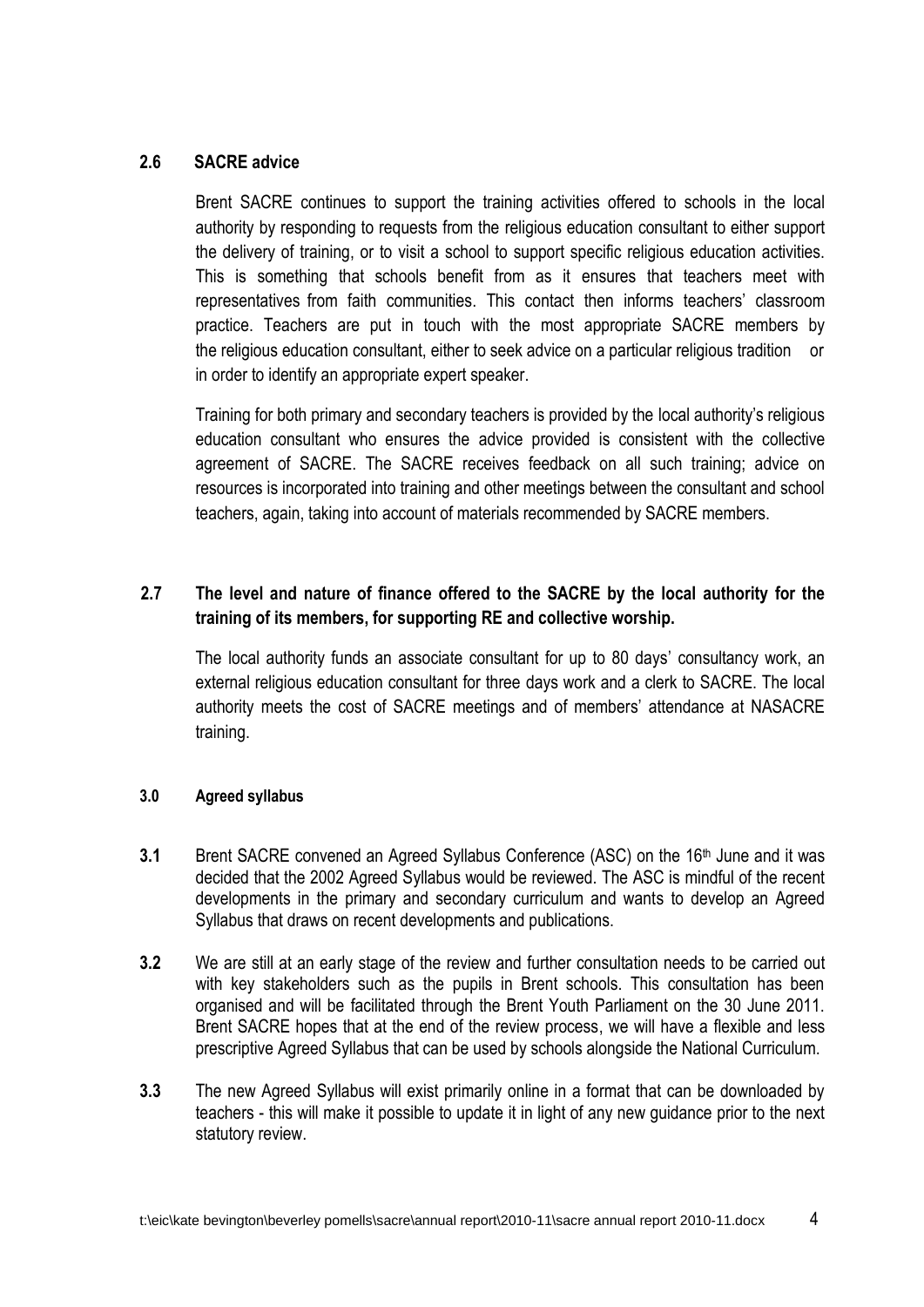## 2.6 SACRE advice

Brent SACRE continues to support the training activities offered to schools in the local authority by responding to requests from the religious education consultant to either support the delivery of training, or to visit a school to support specific religious education activities. This is something that schools benefit from as it ensures that teachers meet with representatives from faith communities. This contact then informs teachers' classroom practice. Teachers are put in touch with the most appropriate SACRE members by the religious education consultant, either to seek advice on a particular religious tradition or in order to identify an appropriate expert speaker.

Training for both primary and secondary teachers is provided by the local authority's religious education consultant who ensures the advice provided is consistent with the collective agreement of SACRE. The SACRE receives feedback on all such training; advice on resources is incorporated into training and other meetings between the consultant and school teachers, again, taking into account of materials recommended by SACRE members.

## 2.7 The level and nature of finance offered to the SACRE by the local authority for the training of its members, for supporting RE and collective worship.

The local authority funds an associate consultant for up to 80 days' consultancy work, an external religious education consultant for three days work and a clerk to SACRE. The local authority meets the cost of SACRE meetings and of members' attendance at NASACRE training.

## 3.0 Agreed syllabus

**3.1** Brent SACRE convened an Agreed Syllabus Conference (ASC) on the 16th June and it was decided that the 2002 Agreed Syllabus would be reviewed. The ASC is mindful of the recent developments in the primary and secondary curriculum and wants to develop an Agreed Syllabus that draws on recent developments and publications.

**3.2** We are still at an early stage of the review and further consultation needs to be carried out with key stakeholders such as the pupils in Brent schools. This consultation has been organised and will be facilitated through the Brent Youth Parliament on the 30 June 2011. Brent SACRE hopes that at the end of the review process, we will have a flexible and less prescriptive Agreed Syllabus that can be used by schools alongside the National Curriculum.

**3.3** The new Agreed Syllabus will exist primarily online in a format that can be downloaded by teachers - this will make it possible to update it in light of any new guidance prior to the next statutory review.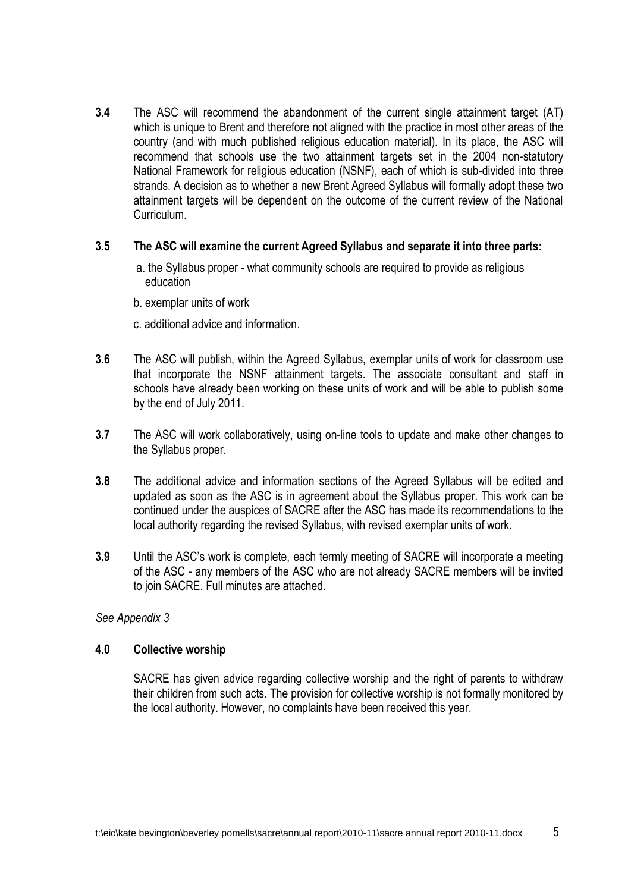**3.4** The ASC will recommend the abandonment of the current single attainment target (AT) which is unique to Brent and therefore not aligned with the practice in most other areas of the country (and with much published religious education material). In its place, the ASC will recommend that schools use the two attainment targets set in the 2004 non-statutory National Framework for religious education (NSNF), each of which is sub-divided into three strands. A decision as to whether a new Brent Agreed Syllabus will formally adopt these two attainment targets will be dependent on the outcome of the current review of the National Curriculum.

**3.5 The ASC will examine the current Agreed Syllabus and separate it into three parts:**

a. the Syllabus proper - what community schools are required to provide as religious education

b. exemplar units of work

c. additional advice and information.

**3.6** The ASC will publish, within the Agreed Syllabus, exemplar units of work for classroom use that incorporate the NSNF attainment targets. The associate consultant and staff in schools have already been working on these units of work and will be able to publish some by the end of July 2011.

**3.7** The ASC will work collaboratively, using on-line tools to update and make other changes to the Syllabus proper.

**3.8** The additional advice and information sections of the Agreed Syllabus will be edited and updated as soon as the ASC is in agreement about the Syllabus proper. This work can be continued under the auspices of SACRE after the ASC has made its recommendations to the local authority regarding the revised Syllabus, with revised exemplar units of work.

**3.9** Until the ASC's work is complete, each termly meeting of SACRE will incorporate a meeting of the ASC - any members of the ASC who are not already SACRE members will be invited to join SACRE. Full minutes are attached.

*See Appendix 3*

## 4.0 Collective worship

SACRE has given advice regarding collective worship and the right of parents to withdraw their children from such acts. The provision for collective worship is not formally monitored by the local authority. However, no complaints have been received this year.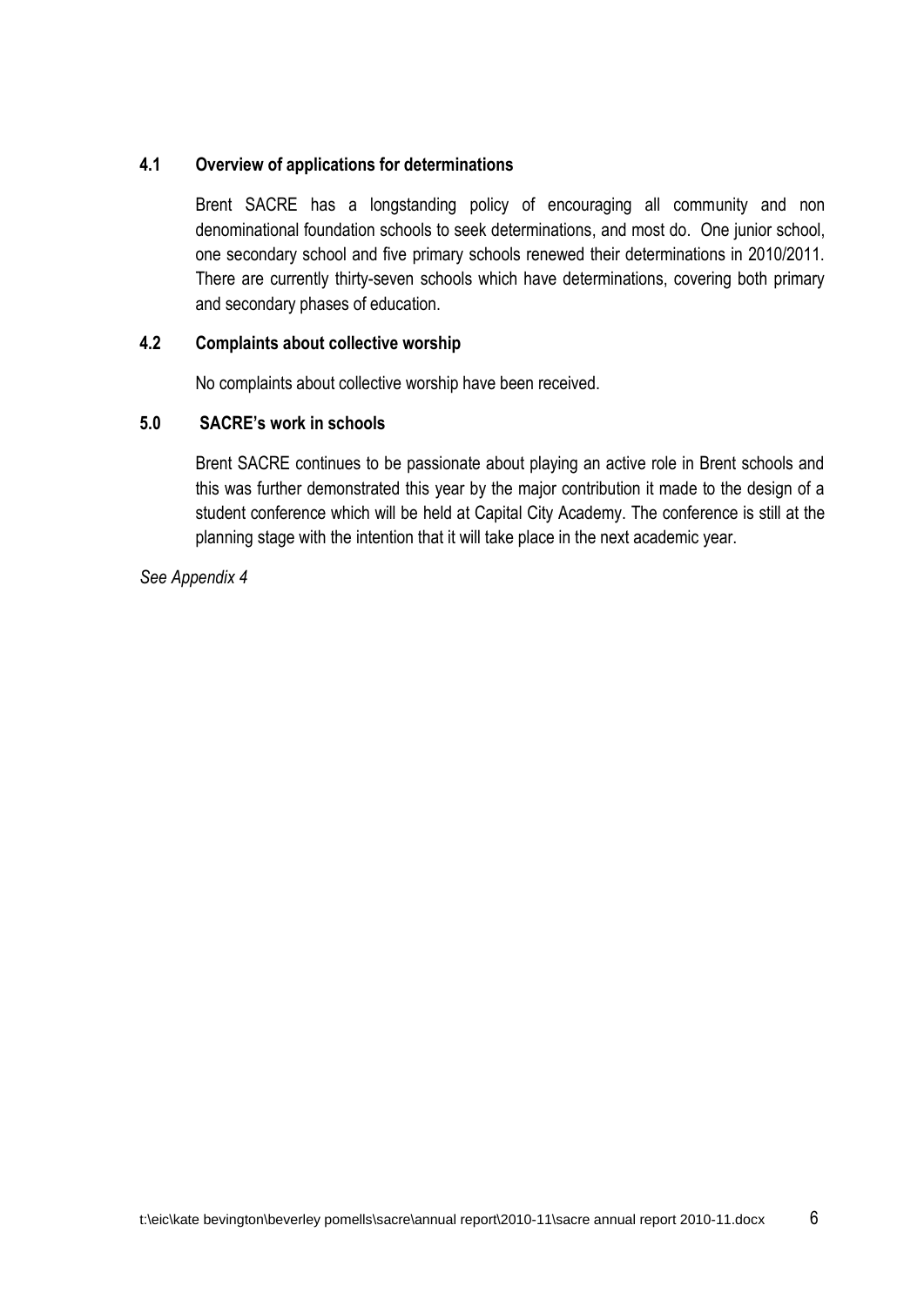### 4.1 Overview of applications for determinations

Brent SACRE has a longstanding policy of encouraging all community and non denominational foundation schools to seek determinations, and most do. One junior school, one secondary school and five primary schools renewed their determinations in 2010/2011. There are currently thirty-seven schools which have determinations, covering both primary and secondary phases of education.

### 4.2 Complaints about collective worship

No complaints about collective worship have been received.

## 5.0 SACRE's work in schools

Brent SACRE continues to be passionate about playing an active role in Brent schools and this was further demonstrated this year by the major contribution it made to the design of a student conference which will be held at Capital City Academy. The conference is still at the planning stage with the intention that it will take place in the next academic year.

*See Appendix 4*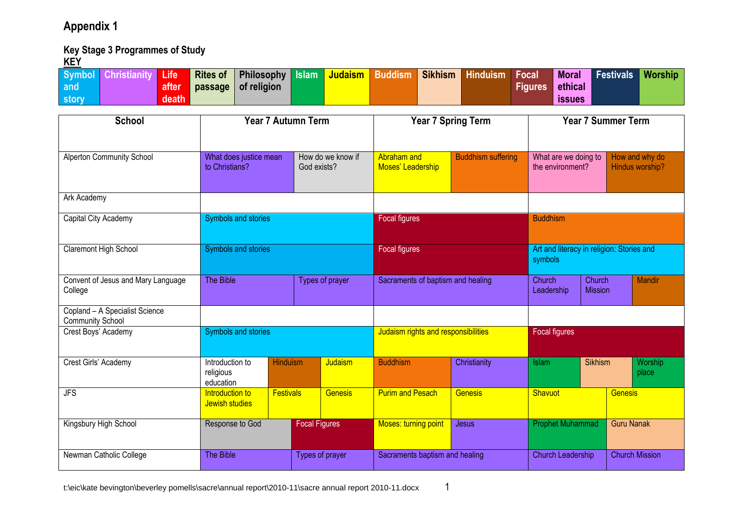# Appendix 1

## Key Stage 3 Programmes of Study

**KEY**

| Symbol and story | Christianity | Life after death | Rites of passage | Philosophy of religion | Islam | Judaism | Buddhism | Sikhism | Hinduism | Focal Figures | Moral ethical issues | Festivals | Worship |
|---|---|---|---|---|---|---|---|---|---|---|---|---|---|

| School | Year 7 Autumn Term | | | Year 7 Spring Term | | Year 7 Summer Term | | |
|---|---|---|---|---|---|---|---|---|
| Alperton Community School | What does justice mean to Christians? | How do we know if God exists? | | Abraham and Moses' Leadership | Buddhism suffering | What are we doing to the environment? | How and why do Hindus worship? | |
| Ark Academy | | | | | | | | |
| Capital City Academy | Symbols and stories | | | Focal figures | | Buddhism | | |
| Claremont High School | Symbols and stories | | | Focal figures | | Art and literacy in religion: Stories and symbols | | |
| Convent of Jesus and Mary Language College | The Bible | Types of prayer | | Sacraments of baptism and healing | | Church Leadership | Church Mission | Mandir |
| Copland – A Specialist Science Community School | | | | | | | | |
| Crest Boys' Academy | Symbols and stories | | | Judaism rights and responsibilities | | Focal figures | | |
| Crest Girls' Academy | Introduction to religious education | Hinduism | Judaism | Buddhism | Christianity | Islam | Sikhism | Worship place |
| JFS | Introduction to Jewish studies | Festivals | Genesis | Purim and Pesach | Genesis | Shavuot | Genesis | |
| Kingsbury High School | Response to God | Focal Figures | | Moses: turning point | Jesus | Prophet Muhammad | Guru Nanak | |
| Newman Catholic College | The Bible | Types of prayer | | Sacraments baptism and healing | | Church Leadership | Church Mission | |

t:\eic\kate bevington\beverley pomells\sacre\annual report\2010-11\sacre annual report 2010-11.docx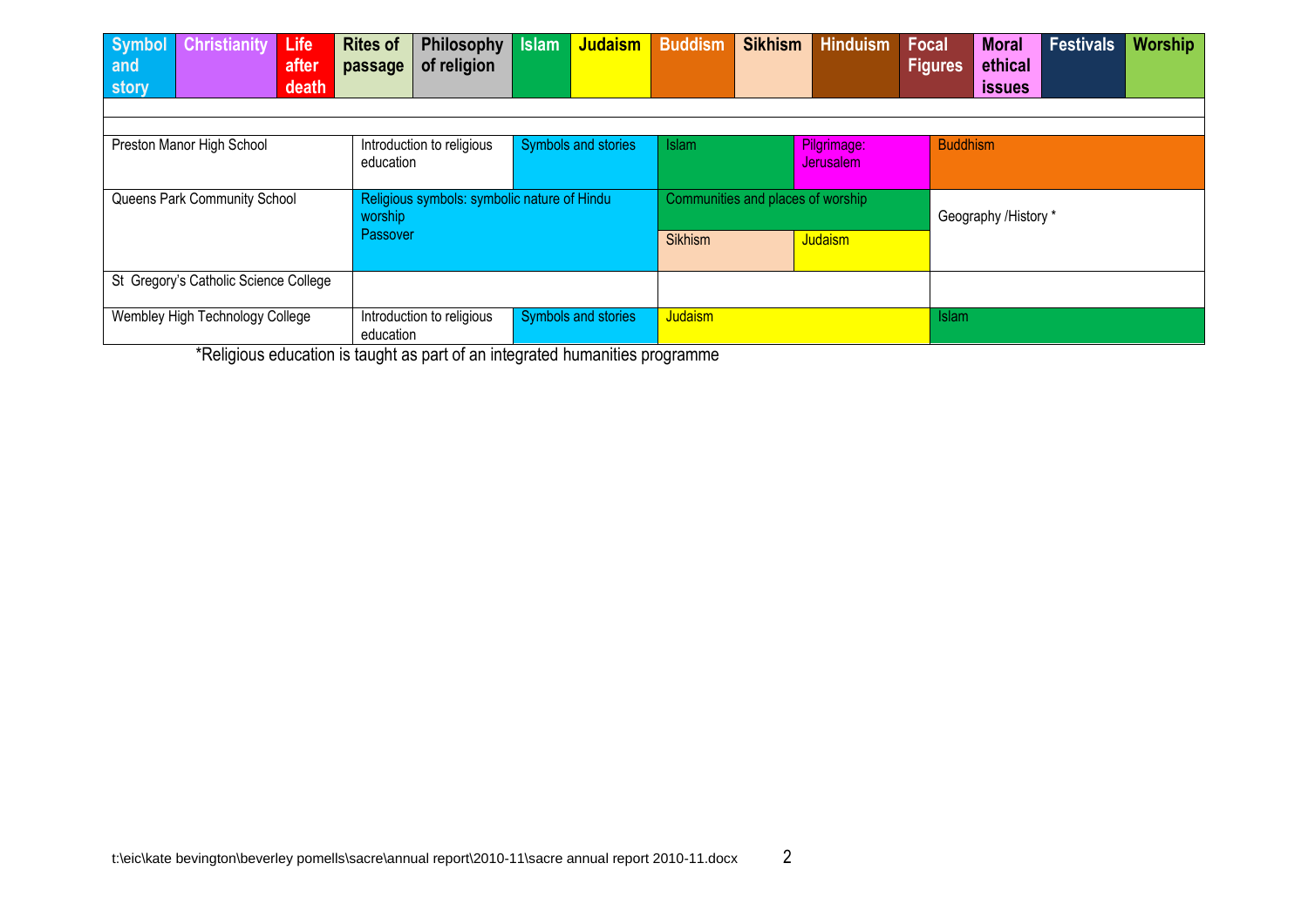| Symbol and story | Christianity | Life after death | Rites of passage | Philosophy of religion | Islam | Judaism | Buddhism | Sikhism | Hinduism | Focal Figures | Moral ethical issues | Festivals | Worship |
|---|---|---|---|---|---|---|---|---|---|---|---|---|---|

| School | | | | | |
|---|---|---|---|---|---|
| Preston Manor High School | Introduction to religious education | Symbols and stories | Islam | Pilgrimage: Jerusalem | Buddhism |
| Queens Park Community School | Religious symbols: symbolic nature of Hindu worship<br>Passover | | Communities and places of worship<br>Sikhism / Judaism | | Geography /History * |
| St Gregory's Catholic Science College | | | | | |
| Wembley High Technology College | Introduction to religious education | Symbols and stories | Judaism | | Islam |

*Religious education is taught as part of an integrated humanities programme

t:\eic\kate bevington\beverley pomells\sacre\annual report\2010-11\sacre annual report 2010-11.docx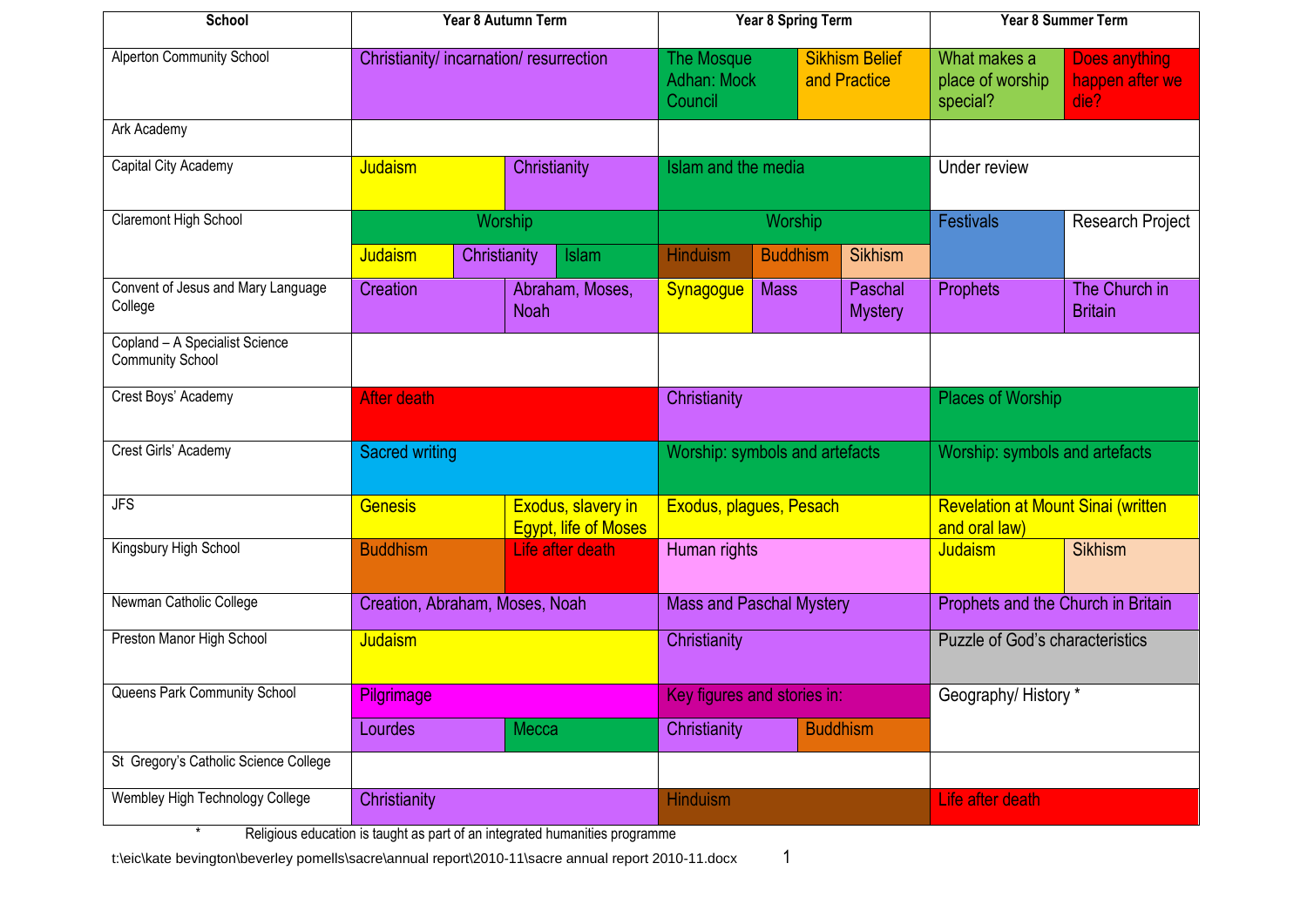| School | Year 8 Autumn Term | Year 8 Spring Term | Year 8 Summer Term |
|---|---|---|---|
| Alperton Community School | Christianity/ incarnation/ resurrection | The Mosque Adhan: Mock Council; Sikhism Belief and Practice | What makes a place of worship special?; Does anything happen after we die? |
| Ark Academy | | | |
| Capital City Academy | Judaism; Christianity | Islam and the media | Under review |
| Claremont High School | Worship: Judaism; Christianity; Islam | Worship: Hinduism; Buddhism; Sikhism | Festivals; Research Project |
| Convent of Jesus and Mary Language College | Creation; Abraham, Moses, Noah | Synagogue; Mass; Paschal Mystery | Prophets; The Church in Britain |
| Copland – A Specialist Science Community School | | | |
| Crest Boys' Academy | After death | Christianity | Places of Worship |
| Crest Girls' Academy | Sacred writing | Worship: symbols and artefacts | Worship: symbols and artefacts |
| JFS | Genesis; Exodus, slavery in Egypt, life of Moses | Exodus, plagues, Pesach | Revelation at Mount Sinai (written and oral law) |
| Kingsbury High School | Buddhism; Life after death | Human rights | Judaism; Sikhism |
| Newman Catholic College | Creation, Abraham, Moses, Noah | Mass and Paschal Mystery | Prophets and the Church in Britain |
| Preston Manor High School | Judaism | Christianity | Puzzle of God's characteristics |
| Queens Park Community School | Pilgrimage: Lourdes; Mecca | Key figures and stories in: Christianity; Buddhism | Geography/ History * |
| St Gregory's Catholic Science College | | | |
| Wembley High Technology College | Christianity | Hinduism | Life after death |

\* Religious education is taught as part of an integrated humanities programme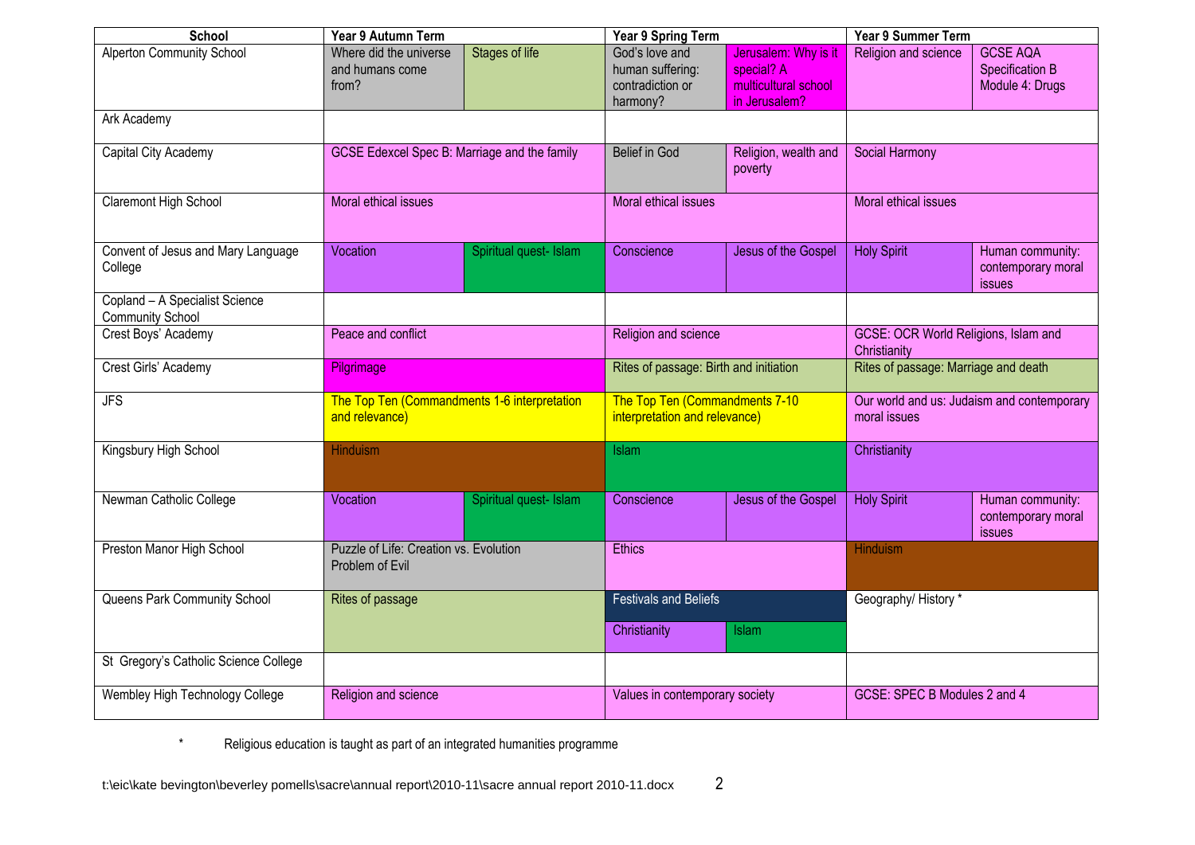| School | Year 9 Autumn Term | | Year 9 Spring Term | | Year 9 Summer Term | |
|---|---|---|---|---|---|---|
| Alperton Community School | Where did the universe and humans come from? | Stages of life | God's love and human suffering: contradiction or harmony? | Jerusalem: Why is it special? A multicultural school in Jerusalem? | Religion and science | GCSE AQA Specification B Module 4: Drugs |
| Ark Academy | | | | | | |
| Capital City Academy | GCSE Edexcel Spec B: Marriage and the family | | Belief in God | Religion, wealth and poverty | Social Harmony | |
| Claremont High School | Moral ethical issues | | Moral ethical issues | | Moral ethical issues | |
| Convent of Jesus and Mary Language College | Vocation | Spiritual quest- Islam | Conscience | Jesus of the Gospel | Holy Spirit | Human community: contemporary moral issues |
| Copland – A Specialist Science Community School | | | | | | |
| Crest Boys' Academy | Peace and conflict | | Religion and science | | GCSE: OCR World Religions, Islam and Christianity | |
| Crest Girls' Academy | Pilgrimage | | Rites of passage: Birth and initiation | | Rites of passage: Marriage and death | |
| JFS | The Top Ten (Commandments 1-6 interpretation and relevance) | | The Top Ten (Commandments 7-10 interpretation and relevance) | | Our world and us: Judaism and contemporary moral issues | |
| Kingsbury High School | Hinduism | | Islam | | Christianity | |
| Newman Catholic College | Vocation | Spiritual quest- Islam | Conscience | Jesus of the Gospel | Holy Spirit | Human community: contemporary moral issues |
| Preston Manor High School | Puzzle of Life: Creation vs. Evolution Problem of Evil | | Ethics | | Hinduism | |
| Queens Park Community School | Rites of passage | | Festivals and Beliefs / Christianity | Islam | Geography/ History * | |
| St Gregory's Catholic Science College | | | | | | |
| Wembley High Technology College | Religion and science | | Values in contemporary society | | GCSE: SPEC B Modules 2 and 4 | |

\* Religious education is taught as part of an integrated humanities programme

t:\eic\kate bevington\beverley pomells\sacre\annual report\2010-11\sacre annual report 2010-11.docx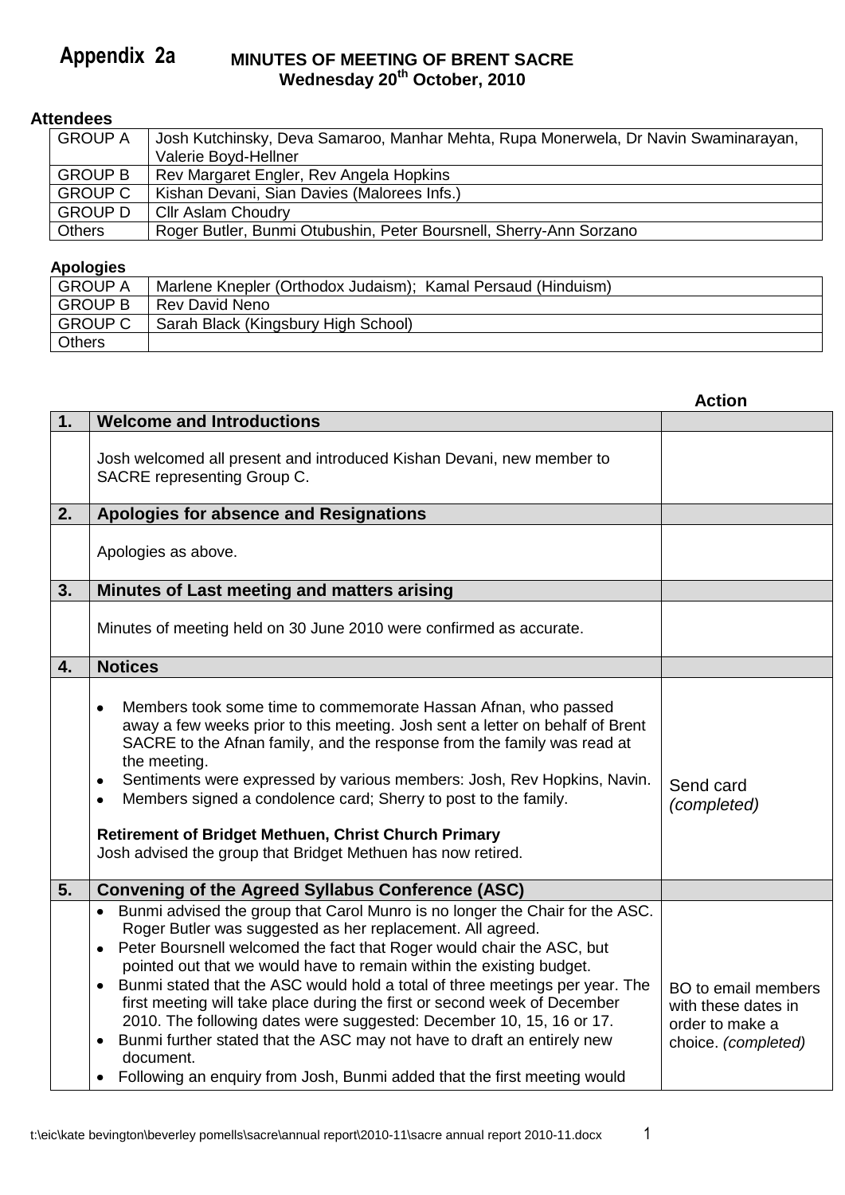**Appendix 2a**

# MINUTES OF MEETING OF BRENT SACRE
## Wednesday 20th October, 2010

**Attendees**

| | |
|---|---|
| GROUP A | Josh Kutchinsky, Deva Samaroo, Manhar Mehta, Rupa Monerwela, Dr Navin Swaminarayan, Valerie Boyd-Hellner |
| GROUP B | Rev Margaret Engler, Rev Angela Hopkins |
| GROUP C | Kishan Devani, Sian Davies (Malorees Infs.) |
| GROUP D | Cllr Aslam Choudry |
| Others | Roger Butler, Bunmi Otubushin, Peter Boursnell, Sherry-Ann Sorzano |

**Apologies**

| | |
|---|---|
| GROUP A | Marlene Knepler (Orthodox Judaism); Kamal Persaud (Hinduism) |
| GROUP B | Rev David Neno |
| GROUP C | Sarah Black (Kingsbury High School) |
| Others | |

| | | **Action** |
|---|---|---|
| **1.** | **Welcome and Introductions** | |
| | Josh welcomed all present and introduced Kishan Devani, new member to SACRE representing Group C. | |
| **2.** | **Apologies for absence and Resignations** | |
| | Apologies as above. | |
| **3.** | **Minutes of Last meeting and matters arising** | |
| | Minutes of meeting held on 30 June 2010 were confirmed as accurate. | |
| **4.** | **Notices** | |
| | • Members took some time to commemorate Hassan Afnan, who passed away a few weeks prior to this meeting. Josh sent a letter on behalf of Brent SACRE to the Afnan family, and the response from the family was read at the meeting.<br>• Sentiments were expressed by various members: Josh, Rev Hopkins, Navin.<br>• Members signed a condolence card; Sherry to post to the family.<br><br>**Retirement of Bridget Methuen, Christ Church Primary**<br>Josh advised the group that Bridget Methuen has now retired. | Send card *(completed)* |
| **5.** | **Convening of the Agreed Syllabus Conference (ASC)** | |
| | • Bunmi advised the group that Carol Munro is no longer the Chair for the ASC. Roger Butler was suggested as her replacement. All agreed.<br>• Peter Boursnell welcomed the fact that Roger would chair the ASC, but pointed out that we would have to remain within the existing budget.<br>• Bunmi stated that the ASC would hold a total of three meetings per year. The first meeting will take place during the first or second week of December 2010. The following dates were suggested: December 10, 15, 16 or 17.<br>• Bunmi further stated that the ASC may not have to draft an entirely new document.<br>• Following an enquiry from Josh, Bunmi added that the first meeting would | BO to email members with these dates in order to make a choice. *(completed)* |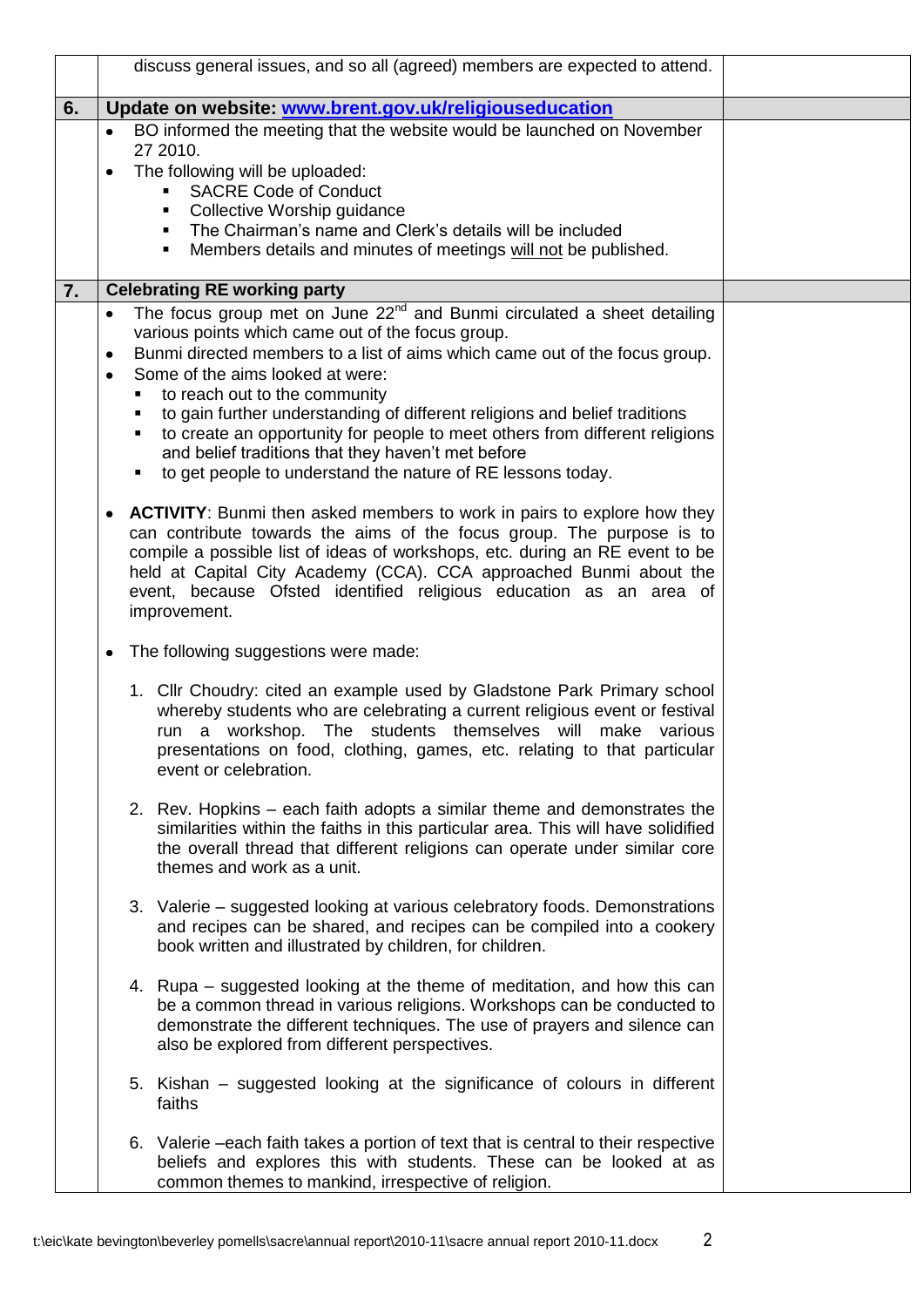| | | |
|---|---|---|
| | discuss general issues, and so all (agreed) members are expected to attend. | |
| **6.** | **Update on website: [www.brent.gov.uk/religiouseducation](http://www.brent.gov.uk/religiouseducation)** | |
| | • BO informed the meeting that the website would be launched on November 27 2010.<br>• The following will be uploaded:<br>&nbsp;&nbsp;▪ SACRE Code of Conduct<br>&nbsp;&nbsp;▪ Collective Worship guidance<br>&nbsp;&nbsp;▪ The Chairman's name and Clerk's details will be included<br>&nbsp;&nbsp;▪ Members details and minutes of meetings will not be published. | |
| **7.** | **Celebrating RE working party** | |
| | • The focus group met on June 22nd and Bunmi circulated a sheet detailing various points which came out of the focus group.<br>• Bunmi directed members to a list of aims which came out of the focus group.<br>• Some of the aims looked at were:<br>&nbsp;&nbsp;▪ to reach out to the community<br>&nbsp;&nbsp;▪ to gain further understanding of different religions and belief traditions<br>&nbsp;&nbsp;▪ to create an opportunity for people to meet others from different religions and belief traditions that they haven't met before<br>&nbsp;&nbsp;▪ to get people to understand the nature of RE lessons today.<br><br>• **ACTIVITY**: Bunmi then asked members to work in pairs to explore how they can contribute towards the aims of the focus group. The purpose is to compile a possible list of ideas of workshops, etc. during an RE event to be held at Capital City Academy (CCA). CCA approached Bunmi about the event, because Ofsted identified religious education as an area of improvement.<br><br>• The following suggestions were made:<br><br>1. Cllr Choudry: cited an example used by Gladstone Park Primary school whereby students who are celebrating a current religious event or festival run a workshop. The students themselves will make various presentations on food, clothing, games, etc. relating to that particular event or celebration.<br><br>2. Rev. Hopkins – each faith adopts a similar theme and demonstrates the similarities within the faiths in this particular area. This will have solidified the overall thread that different religions can operate under similar core themes and work as a unit.<br><br>3. Valerie – suggested looking at various celebratory foods. Demonstrations and recipes can be shared, and recipes can be compiled into a cookery book written and illustrated by children, for children.<br><br>4. Rupa – suggested looking at the theme of meditation, and how this can be a common thread in various religions. Workshops can be conducted to demonstrate the different techniques. The use of prayers and silence can also be explored from different perspectives.<br><br>5. Kishan – suggested looking at the significance of colours in different faiths<br><br>6. Valerie –each faith takes a portion of text that is central to their respective beliefs and explores this with students. These can be looked at as common themes to mankind, irrespective of religion. | |

t:\eic\kate bevington\beverley pomells\sacre\annual report\2010-11\sacre annual report 2010-11.docx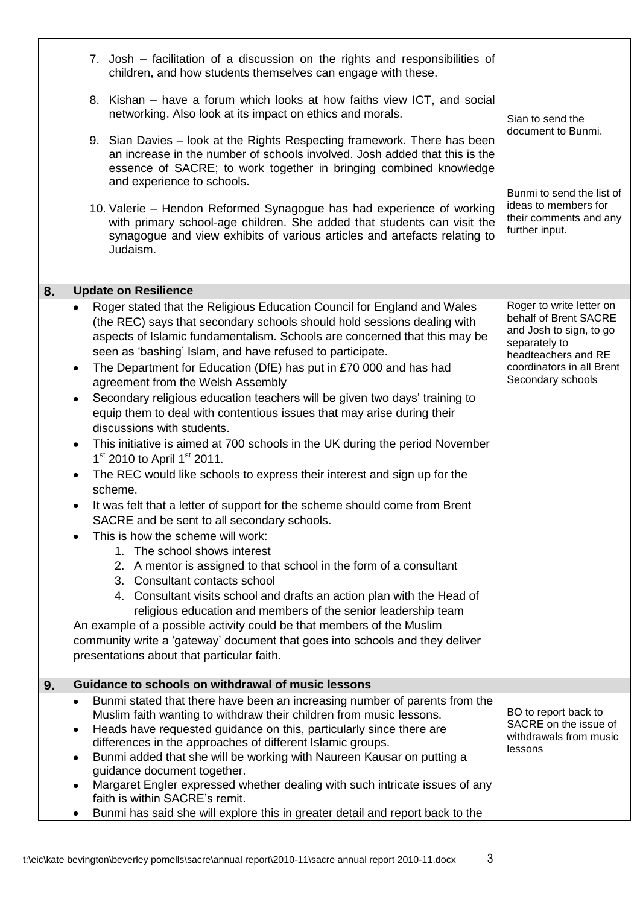| | | |
|---|---|---|
| | 7. Josh – facilitation of a discussion on the rights and responsibilities of children, and how students themselves can engage with these.<br><br>8. Kishan – have a forum which looks at how faiths view ICT, and social networking. Also look at its impact on ethics and morals.<br><br>9. Sian Davies – look at the Rights Respecting framework. There has been an increase in the number of schools involved. Josh added that this is the essence of SACRE; to work together in bringing combined knowledge and experience to schools.<br><br>10. Valerie – Hendon Reformed Synagogue has had experience of working with primary school-age children. She added that students can visit the synagogue and view exhibits of various articles and artefacts relating to Judaism. | Sian to send the document to Bunmi.<br><br>Bunmi to send the list of ideas to members for their comments and any further input. |
| **8.** | **Update on Resilience** | |
| | • Roger stated that the Religious Education Council for England and Wales (the REC) says that secondary schools should hold sessions dealing with aspects of Islamic fundamentalism. Schools are concerned that this may be seen as 'bashing' Islam, and have refused to participate.<br>• The Department for Education (DfE) has put in £70 000 and has had agreement from the Welsh Assembly<br>• Secondary religious education teachers will be given two days' training to equip them to deal with contentious issues that may arise during their discussions with students.<br>• This initiative is aimed at 700 schools in the UK during the period November 1st 2010 to April 1st 2011.<br>• The REC would like schools to express their interest and sign up for the scheme.<br>• It was felt that a letter of support for the scheme should come from Brent SACRE and be sent to all secondary schools.<br>• This is how the scheme will work:<br>1. The school shows interest<br>2. A mentor is assigned to that school in the form of a consultant<br>3. Consultant contacts school<br>4. Consultant visits school and drafts an action plan with the Head of religious education and members of the senior leadership team<br>An example of a possible activity could be that members of the Muslim community write a 'gateway' document that goes into schools and they deliver presentations about that particular faith. | Roger to write letter on behalf of Brent SACRE and Josh to sign, to go separately to headteachers and RE coordinators in all Brent Secondary schools |
| **9.** | **Guidance to schools on withdrawal of music lessons** | |
| | • Bunmi stated that there have been an increasing number of parents from the Muslim faith wanting to withdraw their children from music lessons.<br>• Heads have requested guidance on this, particularly since there are differences in the approaches of different Islamic groups.<br>• Bunmi added that she will be working with Naureen Kausar on putting a guidance document together.<br>• Margaret Engler expressed whether dealing with such intricate issues of any faith is within SACRE's remit.<br>• Bunmi has said she will explore this in greater detail and report back to the | BO to report back to SACRE on the issue of withdrawals from music lessons |

t:\eic\kate bevington\beverley pomells\sacre\annual report\2010-11\sacre annual report 2010-11.docx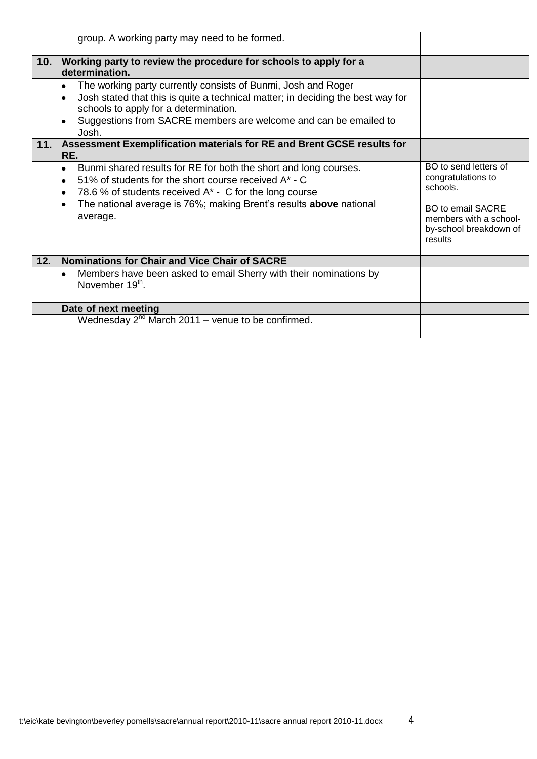| | | |
|---|---|---|
| | group. A working party may need to be formed. | |
| **10.** | **Working party to review the procedure for schools to apply for a determination.** | |
| | • The working party currently consists of Bunmi, Josh and Roger<br>• Josh stated that this is quite a technical matter; in deciding the best way for schools to apply for a determination.<br>• Suggestions from SACRE members are welcome and can be emailed to Josh. | |
| **11.** | **Assessment Exemplification materials for RE and Brent GCSE results for RE.** | |
| | • Bunmi shared results for RE for both the short and long courses.<br>• 51% of students for the short course received A* - C<br>• 78.6 % of students received A* - C for the long course<br>• The national average is 76%; making Brent's results **above** national average. | BO to send letters of congratulations to schools.<br><br>BO to email SACRE members with a school-by-school breakdown of results |
| **12.** | **Nominations for Chair and Vice Chair of SACRE** | |
| | • Members have been asked to email Sherry with their nominations by November 19th. | |
| | **Date of next meeting** | |
| | Wednesday 2nd March 2011 – venue to be confirmed. | |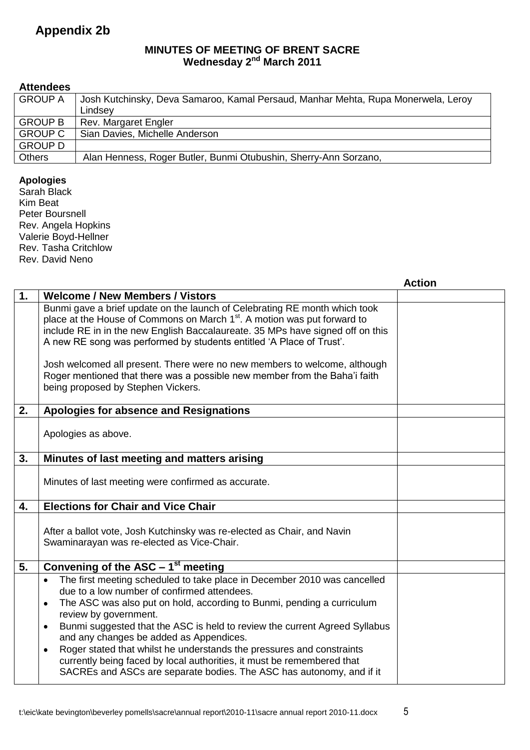## Appendix 2b

**MINUTES OF MEETING OF BRENT SACRE**
**Wednesday 2nd March 2011**

**Attendees**

| | |
|---|---|
| GROUP A | Josh Kutchinsky, Deva Samaroo, Kamal Persaud, Manhar Mehta, Rupa Monerwela, Leroy Lindsey |
| GROUP B | Rev. Margaret Engler |
| GROUP C | Sian Davies, Michelle Anderson |
| GROUP D | |
| Others | Alan Henness, Roger Butler, Bunmi Otubushin, Sherry-Ann Sorzano, |

**Apologies**
Sarah Black
Kim Beat
Peter Boursnell
Rev. Angela Hopkins
Valerie Boyd-Hellner
Rev. Tasha Critchlow
Rev. David Neno

| | | Action |
|---|---|---|
| **1.** | **Welcome / New Members / Vistors** | |
| | Bunmi gave a brief update on the launch of Celebrating RE month which took place at the House of Commons on March 1st. A motion was put forward to include RE in in the new English Baccalaureate. 35 MPs have signed off on this A new RE song was performed by students entitled 'A Place of Trust'.<br><br>Josh welcomed all present. There were no new members to welcome, although Roger mentioned that there was a possible new member from the Baha'i faith being proposed by Stephen Vickers. | |
| **2.** | **Apologies for absence and Resignations** | |
| | Apologies as above. | |
| **3.** | **Minutes of last meeting and matters arising** | |
| | Minutes of last meeting were confirmed as accurate. | |
| **4.** | **Elections for Chair and Vice Chair** | |
| | After a ballot vote, Josh Kutchinsky was re-elected as Chair, and Navin Swaminarayan was re-elected as Vice-Chair. | |
| **5.** | **Convening of the ASC – 1st meeting** | |
| | • The first meeting scheduled to take place in December 2010 was cancelled due to a low number of confirmed attendees.<br>• The ASC was also put on hold, according to Bunmi, pending a curriculum review by government.<br>• Bunmi suggested that the ASC is held to review the current Agreed Syllabus and any changes be added as Appendices.<br>• Roger stated that whilst he understands the pressures and constraints currently being faced by local authorities, it must be remembered that SACREs and ASCs are separate bodies. The ASC has autonomy, and if it | |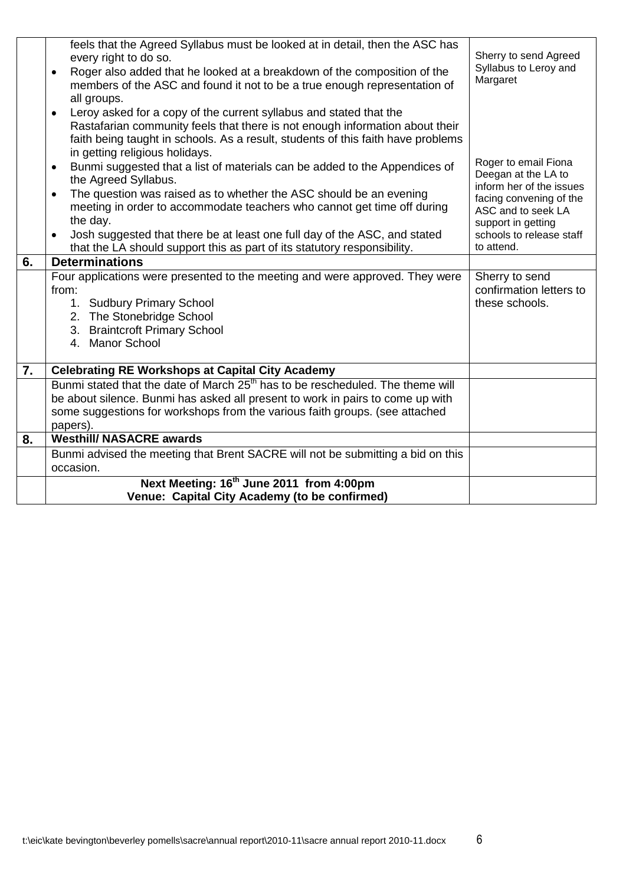| | | |
|---|---|---|
| | feels that the Agreed Syllabus must be looked at in detail, then the ASC has every right to do so.<br>• Roger also added that he looked at a breakdown of the composition of the members of the ASC and found it not to be a true enough representation of all groups.<br>• Leroy asked for a copy of the current syllabus and stated that the Rastafarian community feels that there is not enough information about their faith being taught in schools. As a result, students of this faith have problems in getting religious holidays.<br>• Bunmi suggested that a list of materials can be added to the Appendices of the Agreed Syllabus.<br>• The question was raised as to whether the ASC should be an evening meeting in order to accommodate teachers who cannot get time off during the day.<br>• Josh suggested that there be at least one full day of the ASC, and stated that the LA should support this as part of its statutory responsibility. | Sherry to send Agreed Syllabus to Leroy and Margaret<br><br>Roger to email Fiona Deegan at the LA to inform her of the issues facing convening of the ASC and to seek LA support in getting schools to release staff to attend. |
| **6.** | **Determinations** | |
| | Four applications were presented to the meeting and were approved. They were from:<br>1. Sudbury Primary School<br>2. The Stonebridge School<br>3. Braintcroft Primary School<br>4. Manor School | Sherry to send confirmation letters to these schools. |
| **7.** | **Celebrating RE Workshops at Capital City Academy** | |
| | Bunmi stated that the date of March 25th has to be rescheduled. The theme will be about silence. Bunmi has asked all present to work in pairs to come up with some suggestions for workshops from the various faith groups. (see attached papers). | |
| **8.** | **Westhill/ NASACRE awards** | |
| | Bunmi advised the meeting that Brent SACRE will not be submitting a bid on this occasion. | |
| | **Next Meeting: 16th June 2011 from 4:00pm**<br>**Venue: Capital City Academy (to be confirmed)** | |

t:\eic\kate bevington\beverley pomells\sacre\annual report\2010-11\sacre annual report 2010-11.docx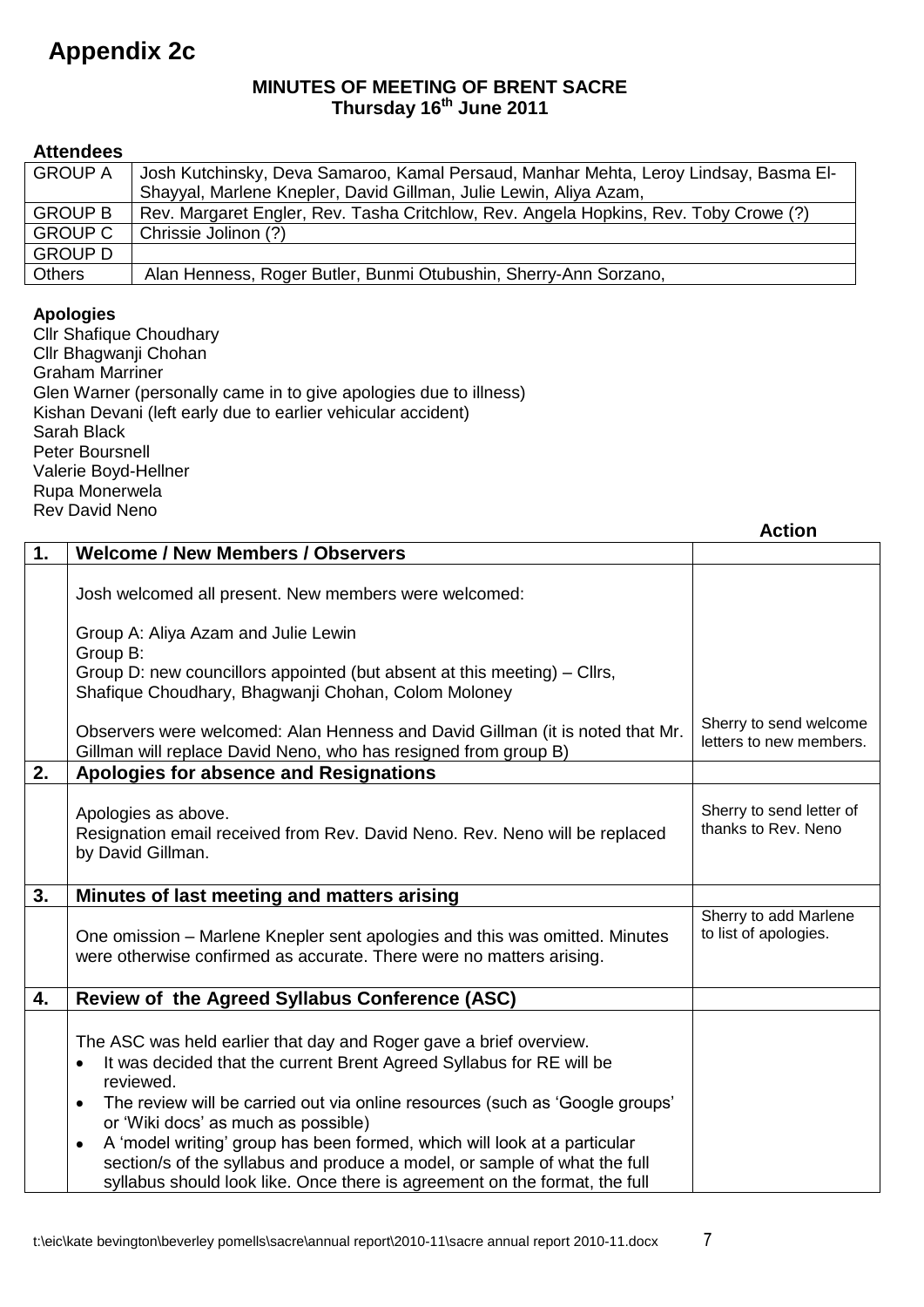# Appendix 2c

**MINUTES OF MEETING OF BRENT SACRE**
**Thursday 16th June 2011**

**Attendees**

| | |
|---|---|
| GROUP A | Josh Kutchinsky, Deva Samaroo, Kamal Persaud, Manhar Mehta, Leroy Lindsay, Basma El-Shayyal, Marlene Knepler, David Gillman, Julie Lewin, Aliya Azam, |
| GROUP B | Rev. Margaret Engler, Rev. Tasha Critchlow, Rev. Angela Hopkins, Rev. Toby Crowe (?) |
| GROUP C | Chrissie Jolinon (?) |
| GROUP D | |
| Others | Alan Henness, Roger Butler, Bunmi Otubushin, Sherry-Ann Sorzano, |

**Apologies**

Cllr Shafique Choudhary
Cllr Bhagwanji Chohan
Graham Marriner
Glen Warner (personally came in to give apologies due to illness)
Kishan Devani (left early due to earlier vehicular accident)
Sarah Black
Peter Boursnell
Valerie Boyd-Hellner
Rupa Monerwela
Rev David Neno

| | | Action |
|---|---|---|
| **1.** | **Welcome / New Members / Observers** | |
| | Josh welcomed all present. New members were welcomed:<br><br>Group A: Aliya Azam and Julie Lewin<br>Group B:<br>Group D: new councillors appointed (but absent at this meeting) – Cllrs, Shafique Choudhary, Bhagwanji Chohan, Colom Moloney<br><br>Observers were welcomed: Alan Henness and David Gillman (it is noted that Mr. Gillman will replace David Neno, who has resigned from group B) | Sherry to send welcome letters to new members. |
| **2.** | **Apologies for absence and Resignations** | |
| | Apologies as above.<br>Resignation email received from Rev. David Neno. Rev. Neno will be replaced by David Gillman. | Sherry to send letter of thanks to Rev. Neno |
| **3.** | **Minutes of last meeting and matters arising** | |
| | One omission – Marlene Knepler sent apologies and this was omitted. Minutes were otherwise confirmed as accurate. There were no matters arising. | Sherry to add Marlene to list of apologies. |
| **4.** | **Review of the Agreed Syllabus Conference (ASC)** | |
| | The ASC was held earlier that day and Roger gave a brief overview.<br>• It was decided that the current Brent Agreed Syllabus for RE will be reviewed.<br>• The review will be carried out via online resources (such as 'Google groups' or 'Wiki docs' as much as possible)<br>• A 'model writing' group has been formed, which will look at a particular section/s of the syllabus and produce a model, or sample of what the full syllabus should look like. Once there is agreement on the format, the full | |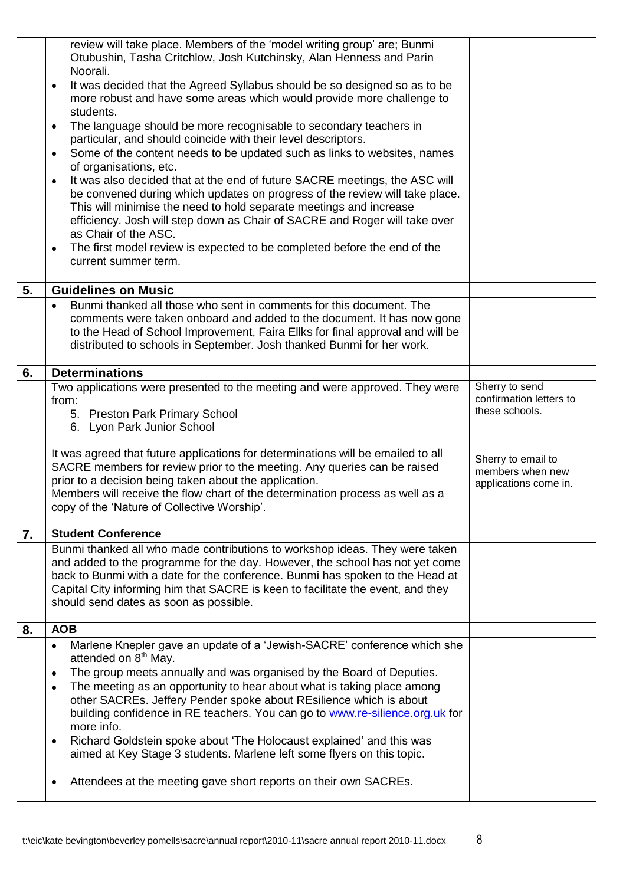| | | |
|---|---|---|
| | review will take place. Members of the 'model writing group' are; Bunmi Otubushin, Tasha Critchlow, Josh Kutchinsky, Alan Henness and Parin Noorali.<br>• It was decided that the Agreed Syllabus should be so designed so as to be more robust and have some areas which would provide more challenge to students.<br>• The language should be more recognisable to secondary teachers in particular, and should coincide with their level descriptors.<br>• Some of the content needs to be updated such as links to websites, names of organisations, etc.<br>• It was also decided that at the end of future SACRE meetings, the ASC will be convened during which updates on progress of the review will take place. This will minimise the need to hold separate meetings and increase efficiency. Josh will step down as Chair of SACRE and Roger will take over as Chair of the ASC.<br>• The first model review is expected to be completed before the end of the current summer term. | |
| **5.** | **Guidelines on Music** | |
| | • Bunmi thanked all those who sent in comments for this document. The comments were taken onboard and added to the document. It has now gone to the Head of School Improvement, Faira Ellks for final approval and will be distributed to schools in September. Josh thanked Bunmi for her work. | |
| **6.** | **Determinations** | |
| | Two applications were presented to the meeting and were approved. They were from:<br>5. Preston Park Primary School<br>6. Lyon Park Junior School<br><br>It was agreed that future applications for determinations will be emailed to all SACRE members for review prior to the meeting. Any queries can be raised prior to a decision being taken about the application.<br>Members will receive the flow chart of the determination process as well as a copy of the 'Nature of Collective Worship'. | Sherry to send confirmation letters to these schools.<br><br>Sherry to email to members when new applications come in. |
| **7.** | **Student Conference** | |
| | Bunmi thanked all who made contributions to workshop ideas. They were taken and added to the programme for the day. However, the school has not yet come back to Bunmi with a date for the conference. Bunmi has spoken to the Head at Capital City informing him that SACRE is keen to facilitate the event, and they should send dates as soon as possible. | |
| **8.** | **AOB** | |
| | • Marlene Knepler gave an update of a 'Jewish-SACRE' conference which she attended on 8th May.<br>• The group meets annually and was organised by the Board of Deputies.<br>• The meeting as an opportunity to hear about what is taking place among other SACREs. Jeffery Pender spoke about REsilience which is about building confidence in RE teachers. You can go to www.re-silience.org.uk for more info.<br>• Richard Goldstein spoke about 'The Holocaust explained' and this was aimed at Key Stage 3 students. Marlene left some flyers on this topic.<br><br>• Attendees at the meeting gave short reports on their own SACREs. | |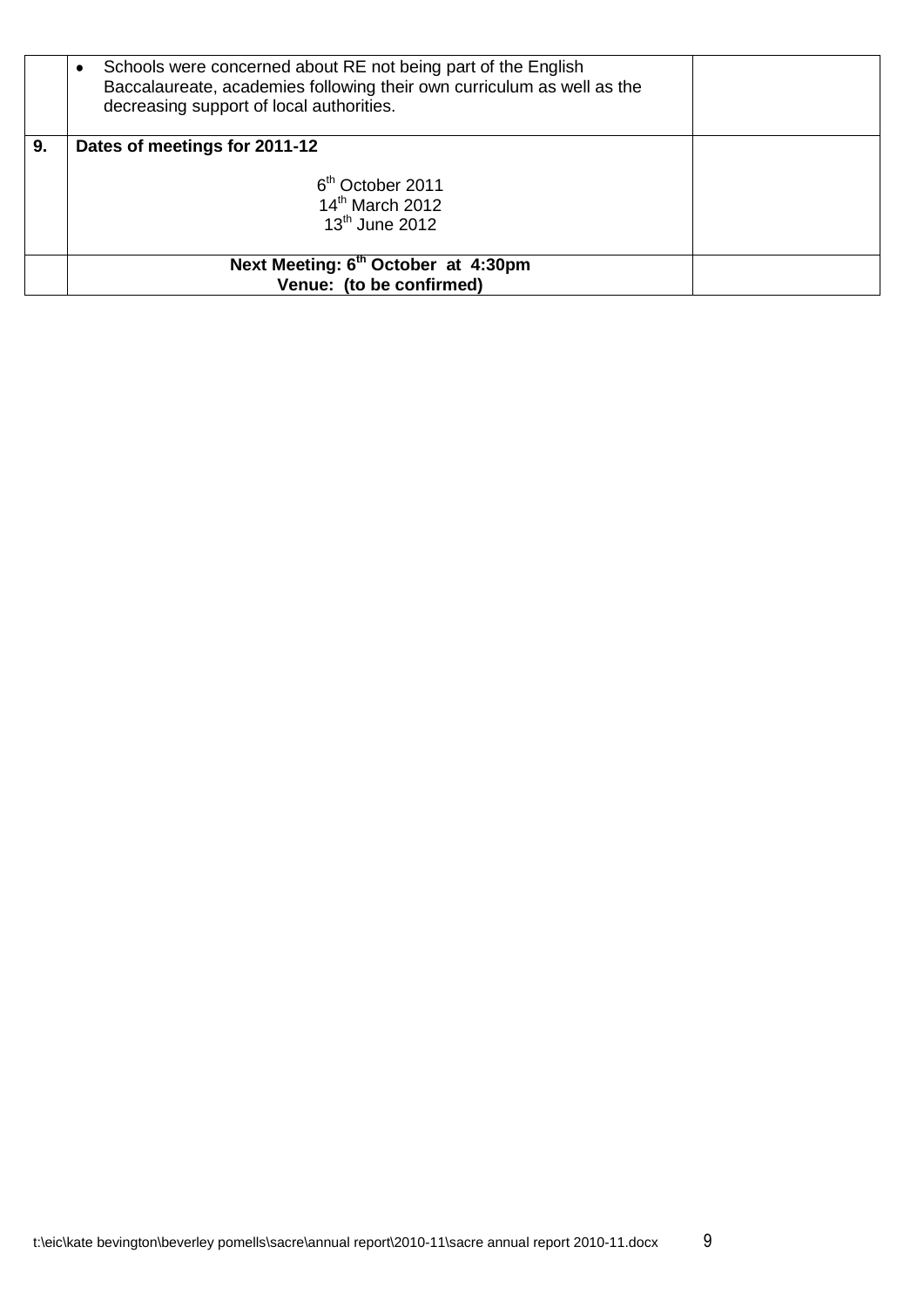|    |    |    |
|---|---|---|
|    | • Schools were concerned about RE not being part of the English Baccalaureate, academies following their own curriculum as well as the decreasing support of local authorities. |    |
| **9.** | **Dates of meetings for 2011-12**<br><br>6th October 2011<br>14th March 2012<br>13th June 2012 |    |
|    | **Next Meeting: 6th October at 4:30pm**<br>**Venue: (to be confirmed)** |    |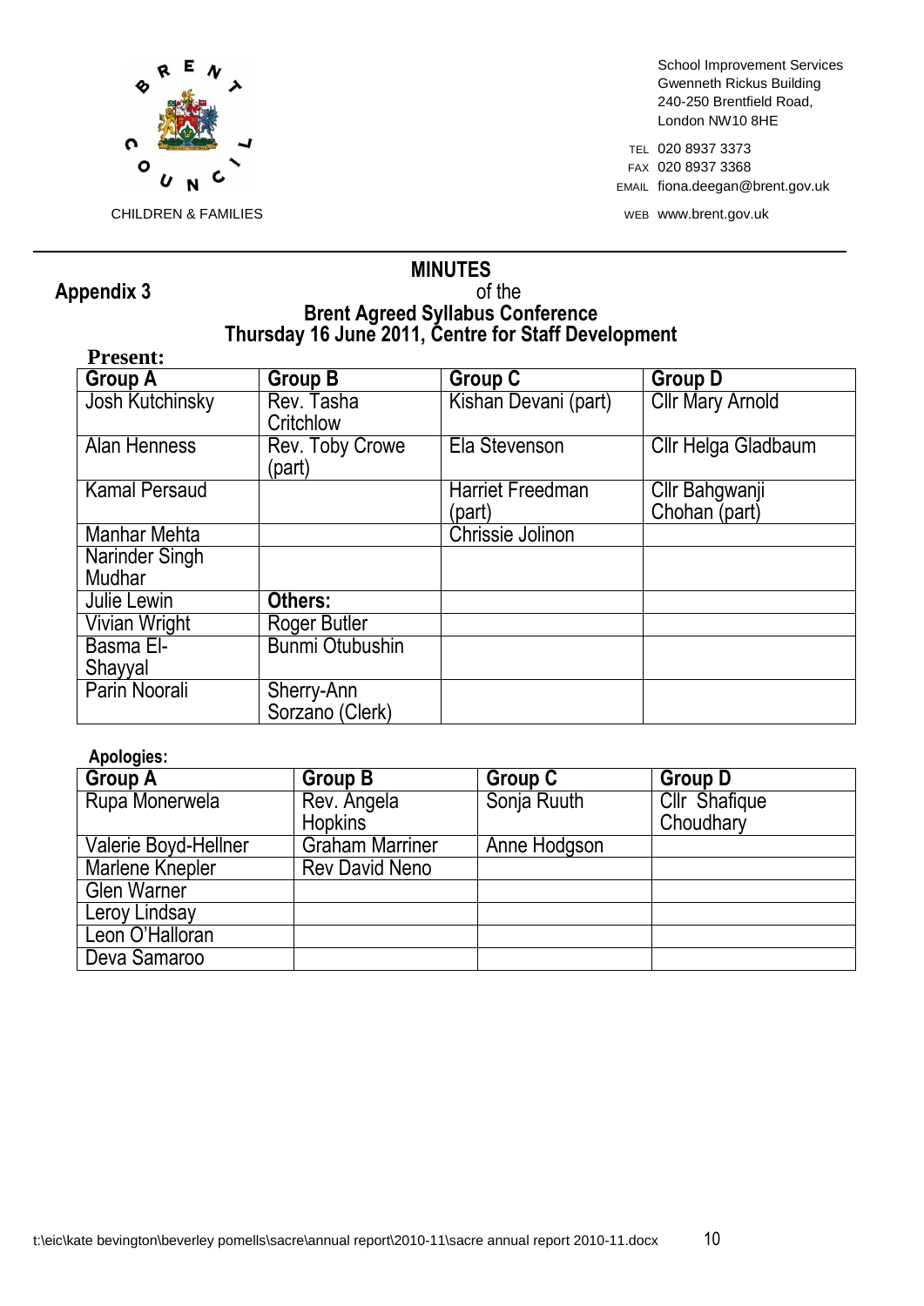BRENT COUNCIL

CHILDREN & FAMILIES

School Improvement Services
Gwenneth Rickus Building
240-250 Brentfield Road,
London NW10 8HE

TEL 020 8937 3373
FAX 020 8937 3368
EMAIL fiona.deegan@brent.gov.uk
WEB www.brent.gov.uk

**Appendix 3**

# MINUTES
## of the
## Brent Agreed Syllabus Conference
## Thursday 16 June 2011, Centre for Staff Development

**Present:**

| Group A | Group B | Group C | Group D |
|---|---|---|---|
| Josh Kutchinsky | Rev. Tasha Critchlow | Kishan Devani (part) | Cllr Mary Arnold |
| Alan Henness | Rev. Toby Crowe (part) | Ela Stevenson | Cllr Helga Gladbaum |
| Kamal Persaud | | Harriet Freedman (part) | Cllr Bahgwanji Chohan (part) |
| Manhar Mehta | | Chrissie Jolinon | |
| Narinder Singh Mudhar | | | |
| Julie Lewin | **Others:** | | |
| Vivian Wright | Roger Butler | | |
| Basma El-Shayyal | Bunmi Otubushin | | |
| Parin Noorali | Sherry-Ann Sorzano (Clerk) | | |

**Apologies:**

| Group A | Group B | Group C | Group D |
|---|---|---|---|
| Rupa Monerwela | Rev. Angela Hopkins | Sonja Ruuth | Cllr Shafique Choudhary |
| Valerie Boyd-Hellner | Graham Marriner | Anne Hodgson | |
| Marlene Knepler | Rev David Neno | | |
| Glen Warner | | | |
| Leroy Lindsay | | | |
| Leon O'Halloran | | | |
| Deva Samaroo | | | |

t:\eic\kate bevington\beverley pomells\sacre\annual report\2010-11\sacre annual report 2010-11.docx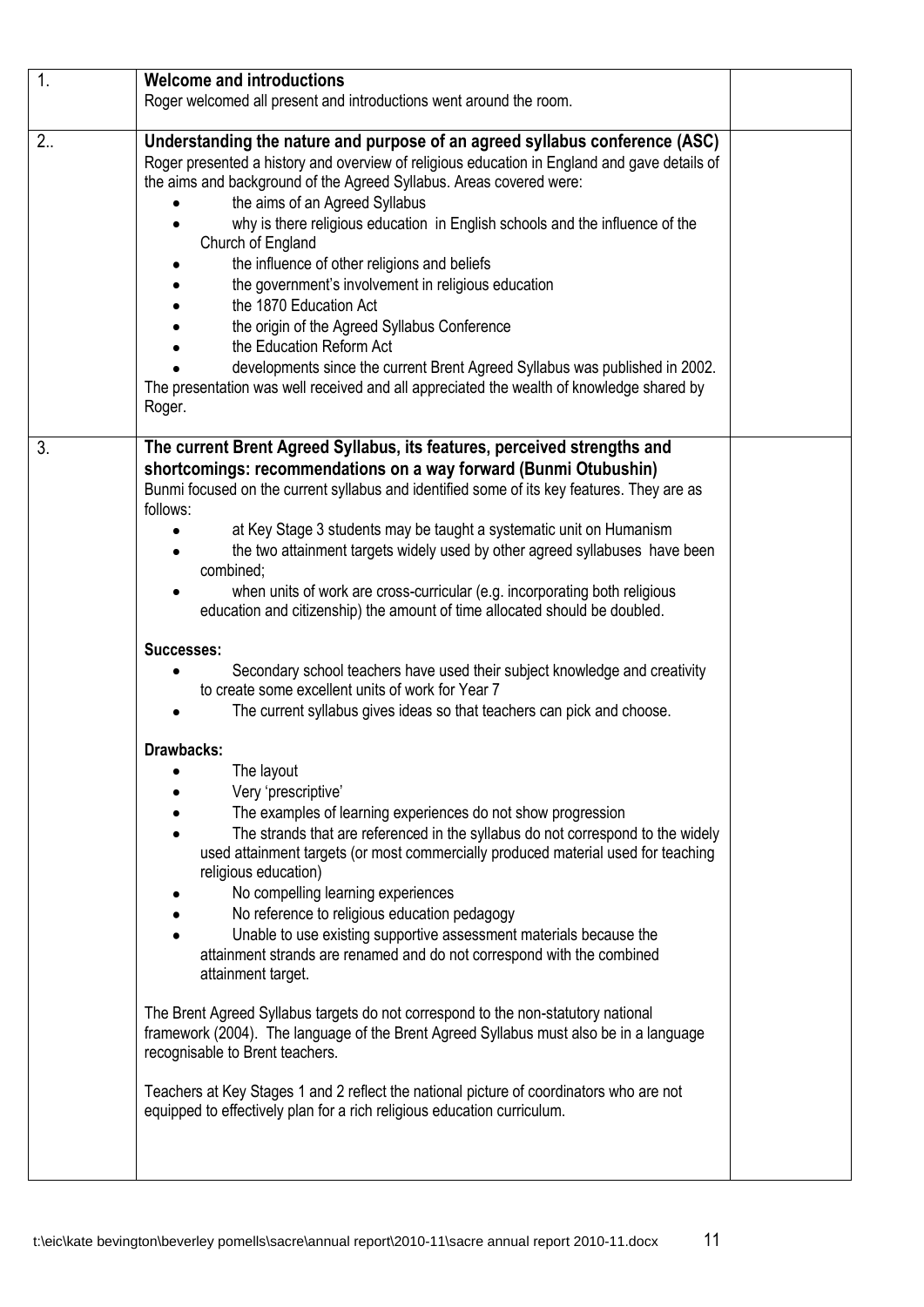| | | |
|---|---|---|
| 1. | **Welcome and introductions**<br>Roger welcomed all present and introductions went around the room. | |
| 2.. | **Understanding the nature and purpose of an agreed syllabus conference (ASC)**<br>Roger presented a history and overview of religious education in England and gave details of the aims and background of the Agreed Syllabus. Areas covered were:<br>• the aims of an Agreed Syllabus<br>• why is there religious education in English schools and the influence of the Church of England<br>• the influence of other religions and beliefs<br>• the government's involvement in religious education<br>• the 1870 Education Act<br>• the origin of the Agreed Syllabus Conference<br>• the Education Reform Act<br>• developments since the current Brent Agreed Syllabus was published in 2002.<br>The presentation was well received and all appreciated the wealth of knowledge shared by Roger. | |
| 3. | **The current Brent Agreed Syllabus, its features, perceived strengths and shortcomings: recommendations on a way forward (Bunmi Otubushin)**<br>Bunmi focused on the current syllabus and identified some of its key features. They are as follows:<br>• at Key Stage 3 students may be taught a systematic unit on Humanism<br>• the two attainment targets widely used by other agreed syllabuses have been combined;<br>• when units of work are cross-curricular (e.g. incorporating both religious education and citizenship) the amount of time allocated should be doubled.<br><br>**Successes:**<br>• Secondary school teachers have used their subject knowledge and creativity to create some excellent units of work for Year 7<br>• The current syllabus gives ideas so that teachers can pick and choose.<br><br>**Drawbacks:**<br>• The layout<br>• Very 'prescriptive'<br>• The examples of learning experiences do not show progression<br>• The strands that are referenced in the syllabus do not correspond to the widely used attainment targets (or most commercially produced material used for teaching religious education)<br>• No compelling learning experiences<br>• No reference to religious education pedagogy<br>• Unable to use existing supportive assessment materials because the attainment strands are renamed and do not correspond with the combined attainment target.<br><br>The Brent Agreed Syllabus targets do not correspond to the non-statutory national framework (2004). The language of the Brent Agreed Syllabus must also be in a language recognisable to Brent teachers.<br><br>Teachers at Key Stages 1 and 2 reflect the national picture of coordinators who are not equipped to effectively plan for a rich religious education curriculum. | |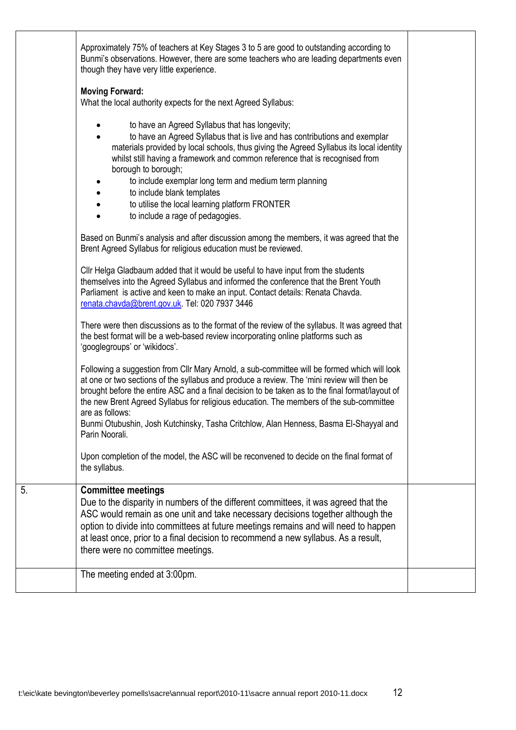| | | |
|---|---|---|
| | Approximately 75% of teachers at Key Stages 3 to 5 are good to outstanding according to Bunmi's observations. However, there are some teachers who are leading departments even though they have very little experience.<br><br>**Moving Forward:**<br>What the local authority expects for the next Agreed Syllabus:<br><br>• to have an Agreed Syllabus that has longevity;<br>• to have an Agreed Syllabus that is live and has contributions and exemplar materials provided by local schools, thus giving the Agreed Syllabus its local identity whilst still having a framework and common reference that is recognised from borough to borough;<br>• to include exemplar long term and medium term planning<br>• to include blank templates<br>• to utilise the local learning platform FRONTER<br>• to include a rage of pedagogies.<br><br>Based on Bunmi's analysis and after discussion among the members, it was agreed that the Brent Agreed Syllabus for religious education must be reviewed.<br><br>Cllr Helga Gladbaum added that it would be useful to have input from the students themselves into the Agreed Syllabus and informed the conference that the Brent Youth Parliament is active and keen to make an input. Contact details: Renata Chavda. renata.chavda@brent.gov.uk. Tel: 020 7937 3446<br><br>There were then discussions as to the format of the review of the syllabus. It was agreed that the best format will be a web-based review incorporating online platforms such as 'googlegroups' or 'wikidocs'.<br><br>Following a suggestion from Cllr Mary Arnold, a sub-committee will be formed which will look at one or two sections of the syllabus and produce a review. The 'mini review will then be brought before the entire ASC and a final decision to be taken as to the final format/layout of the new Brent Agreed Syllabus for religious education. The members of the sub-committee are as follows:<br>Bunmi Otubushin, Josh Kutchinsky, Tasha Critchlow, Alan Henness, Basma El-Shayyal and Parin Noorali.<br><br>Upon completion of the model, the ASC will be reconvened to decide on the final format of the syllabus. | |
| 5. | **Committee meetings**<br>Due to the disparity in numbers of the different committees, it was agreed that the ASC would remain as one unit and take necessary decisions together although the option to divide into committees at future meetings remains and will need to happen at least once, prior to a final decision to recommend a new syllabus. As a result, there were no committee meetings. | |
| | The meeting ended at 3:00pm. | |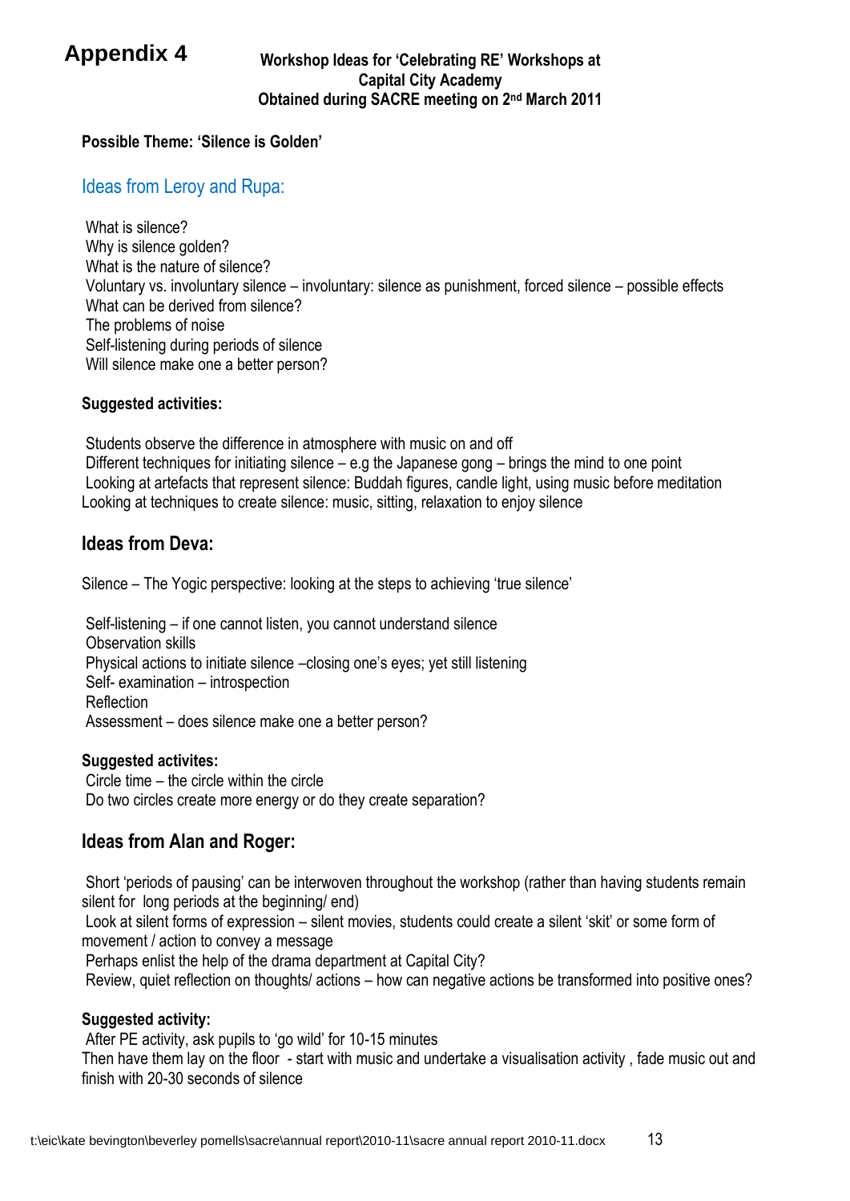# Appendix 4

**Workshop Ideas for 'Celebrating RE' Workshops at Capital City Academy**
**Obtained during SACRE meeting on 2nd March 2011**

**Possible Theme: 'Silence is Golden'**

## Ideas from Leroy and Rupa:

What is silence?
Why is silence golden?
What is the nature of silence?
Voluntary vs. involuntary silence – involuntary: silence as punishment, forced silence – possible effects
What can be derived from silence?
The problems of noise
Self-listening during periods of silence
Will silence make one a better person?

**Suggested activities:**

Students observe the difference in atmosphere with music on and off
Different techniques for initiating silence – e.g the Japanese gong – brings the mind to one point
Looking at artefacts that represent silence: Buddah figures, candle light, using music before meditation
Looking at techniques to create silence: music, sitting, relaxation to enjoy silence

## Ideas from Deva:

Silence – The Yogic perspective: looking at the steps to achieving 'true silence'

Self-listening – if one cannot listen, you cannot understand silence
Observation skills
Physical actions to initiate silence –closing one's eyes; yet still listening
Self- examination – introspection
Reflection
Assessment – does silence make one a better person?

**Suggested activites:**
Circle time – the circle within the circle
Do two circles create more energy or do they create separation?

## Ideas from Alan and Roger:

Short 'periods of pausing' can be interwoven throughout the workshop (rather than having students remain silent for long periods at the beginning/ end)
Look at silent forms of expression – silent movies, students could create a silent 'skit' or some form of movement / action to convey a message
Perhaps enlist the help of the drama department at Capital City?
Review, quiet reflection on thoughts/ actions – how can negative actions be transformed into positive ones?

**Suggested activity:**
After PE activity, ask pupils to 'go wild' for 10-15 minutes
Then have them lay on the floor - start with music and undertake a visualisation activity , fade music out and finish with 20-30 seconds of silence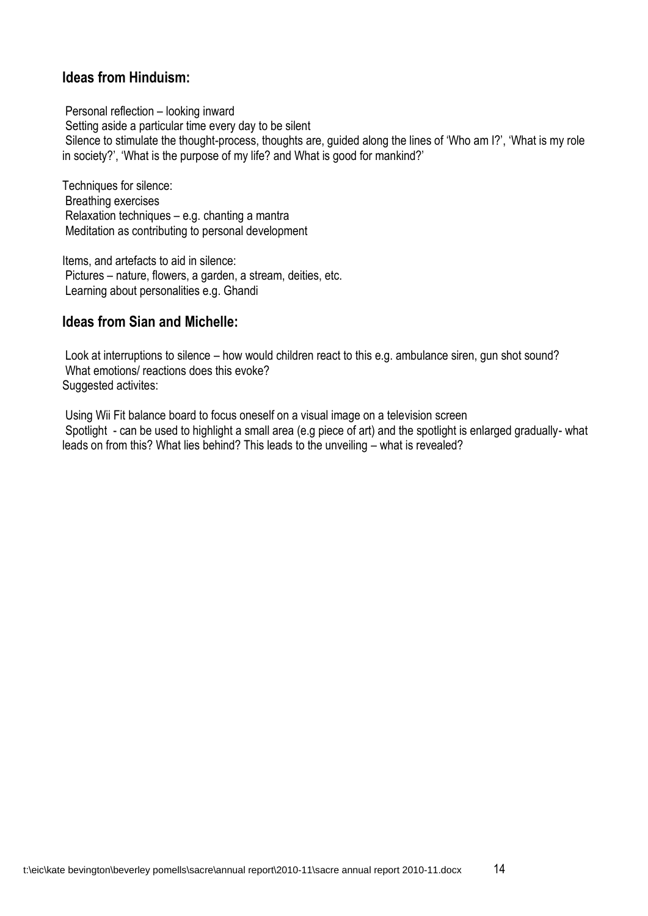## Ideas from Hinduism:

Personal reflection – looking inward

Setting aside a particular time every day to be silent

Silence to stimulate the thought-process, thoughts are, guided along the lines of 'Who am I?', 'What is my role in society?', 'What is the purpose of my life? and What is good for mankind?'

Techniques for silence:

Breathing exercises

Relaxation techniques – e.g. chanting a mantra

Meditation as contributing to personal development

Items, and artefacts to aid in silence:

Pictures – nature, flowers, a garden, a stream, deities, etc.

Learning about personalities e.g. Ghandi

## Ideas from Sian and Michelle:

Look at interruptions to silence – how would children react to this e.g. ambulance siren, gun shot sound?

What emotions/ reactions does this evoke?

Suggested activites:

Using Wii Fit balance board to focus oneself on a visual image on a television screen

Spotlight - can be used to highlight a small area (e.g piece of art) and the spotlight is enlarged gradually- what leads on from this? What lies behind? This leads to the unveiling – what is revealed?